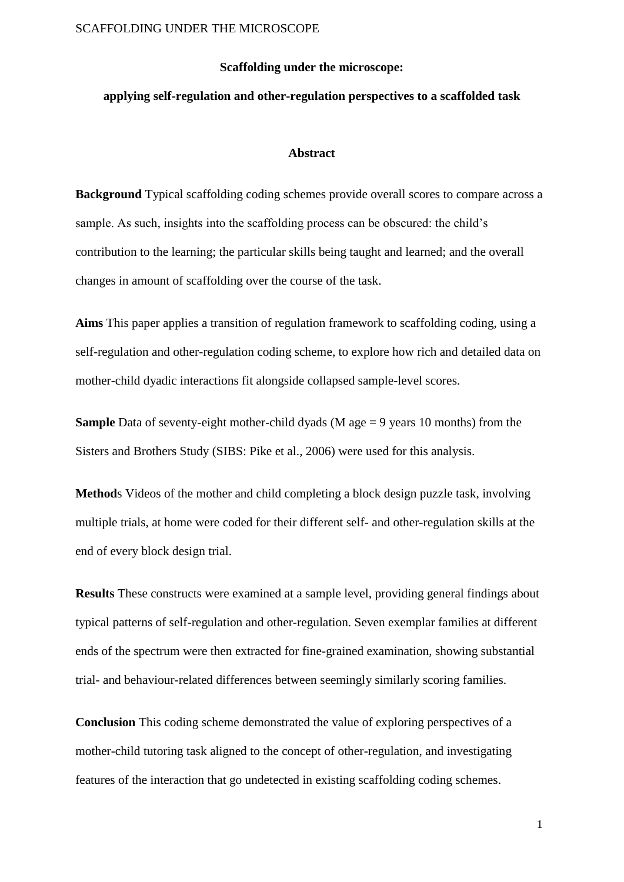# Scaffolding under the microscope:

## applying self-regulation and other-regulation perspectives to a scaffolded task

### Abstract

**Background** Typical scaffolding coding schemes provide overall scores to compare across a sample. As such, insights into the scaffolding process can be obscured: the child's contribution to the learning; the particular skills being taught and learned; and the overall changes in amount of scaffolding over the course of the task.

**Aims** This paper applies a transition of regulation framework to scaffolding coding, using a self-regulation and other-regulation coding scheme, to explore how rich and detailed data on mother-child dyadic interactions fit alongside collapsed sample-level scores.

**Sample** Data of seventy-eight mother-child dyads (M age = 9 years 10 months) from the Sisters and Brothers Study (SIBS: Pike et al., 2006) were used for this analysis.

**Method**s Videos of the mother and child completing a block design puzzle task, involving multiple trials, at home were coded for their different self- and other-regulation skills at the end of every block design trial.

**Results** These constructs were examined at a sample level, providing general findings about typical patterns of self-regulation and other-regulation. Seven exemplar families at different ends of the spectrum were then extracted for fine-grained examination, showing substantial trial- and behaviour-related differences between seemingly similarly scoring families.

**Conclusion** This coding scheme demonstrated the value of exploring perspectives of a mother-child tutoring task aligned to the concept of other-regulation, and investigating features of the interaction that go undetected in existing scaffolding coding schemes.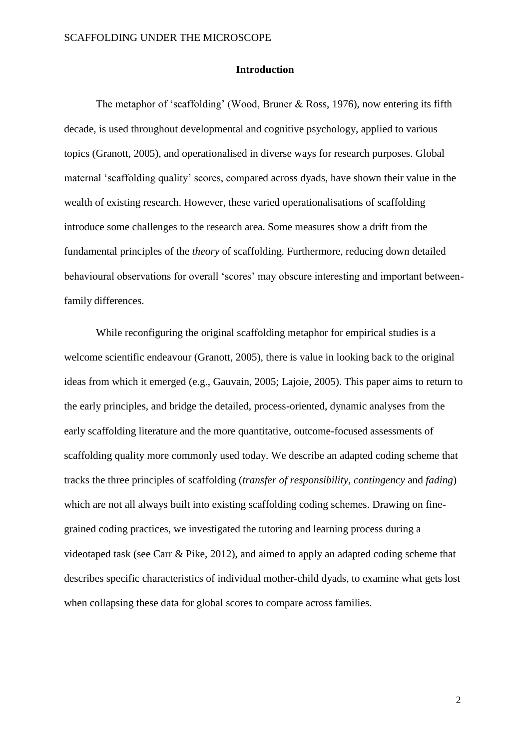## Introduction

The metaphor of 'scaffolding' (Wood, Bruner & Ross, 1976), now entering its fifth decade, is used throughout developmental and cognitive psychology, applied to various topics (Granott, 2005), and operationalised in diverse ways for research purposes. Global maternal 'scaffolding quality' scores, compared across dyads, have shown their value in the wealth of existing research. However, these varied operationalisations of scaffolding introduce some challenges to the research area. Some measures show a drift from the fundamental principles of the *theory* of scaffolding. Furthermore, reducing down detailed behavioural observations for overall 'scores' may obscure interesting and important between-family differences.

While reconfiguring the original scaffolding metaphor for empirical studies is a welcome scientific endeavour (Granott, 2005), there is value in looking back to the original ideas from which it emerged (e.g., Gauvain, 2005; Lajoie, 2005). This paper aims to return to the early principles, and bridge the detailed, process-oriented, dynamic analyses from the early scaffolding literature and the more quantitative, outcome-focused assessments of scaffolding quality more commonly used today. We describe an adapted coding scheme that tracks the three principles of scaffolding (*transfer of responsibility*, *contingency* and *fading*) which are not all always built into existing scaffolding coding schemes. Drawing on fine-grained coding practices, we investigated the tutoring and learning process during a videotaped task (see Carr & Pike, 2012), and aimed to apply an adapted coding scheme that describes specific characteristics of individual mother-child dyads, to examine what gets lost when collapsing these data for global scores to compare across families.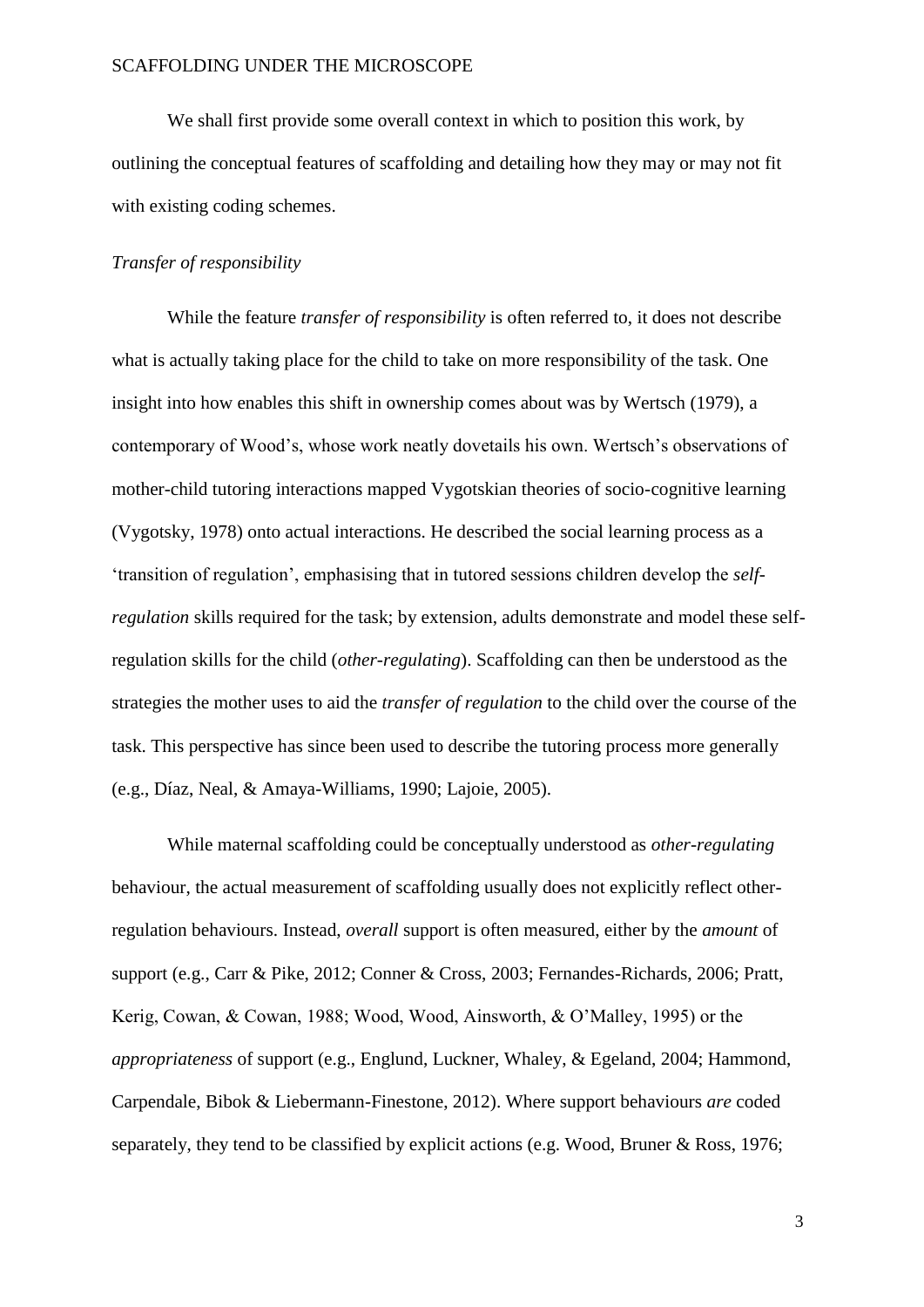We shall first provide some overall context in which to position this work, by outlining the conceptual features of scaffolding and detailing how they may or may not fit with existing coding schemes.

*Transfer of responsibility*

While the feature *transfer of responsibility* is often referred to, it does not describe what is actually taking place for the child to take on more responsibility of the task. One insight into how enables this shift in ownership comes about was by Wertsch (1979), a contemporary of Wood's, whose work neatly dovetails his own. Wertsch's observations of mother-child tutoring interactions mapped Vygotskian theories of socio-cognitive learning (Vygotsky, 1978) onto actual interactions. He described the social learning process as a 'transition of regulation', emphasising that in tutored sessions children develop the *self-regulation* skills required for the task; by extension, adults demonstrate and model these self-regulation skills for the child (*other-regulating*). Scaffolding can then be understood as the strategies the mother uses to aid the *transfer of regulation* to the child over the course of the task. This perspective has since been used to describe the tutoring process more generally (e.g., Díaz, Neal, & Amaya-Williams, 1990; Lajoie, 2005).

While maternal scaffolding could be conceptually understood as *other-regulating* behaviour, the actual measurement of scaffolding usually does not explicitly reflect other-regulation behaviours. Instead, *overall* support is often measured, either by the *amount* of support (e.g., Carr & Pike, 2012; Conner & Cross, 2003; Fernandes-Richards, 2006; Pratt, Kerig, Cowan, & Cowan, 1988; Wood, Wood, Ainsworth, & O'Malley, 1995) or the *appropriateness* of support (e.g., Englund, Luckner, Whaley, & Egeland, 2004; Hammond, Carpendale, Bibok & Liebermann-Finestone, 2012). Where support behaviours *are* coded separately, they tend to be classified by explicit actions (e.g. Wood, Bruner & Ross, 1976;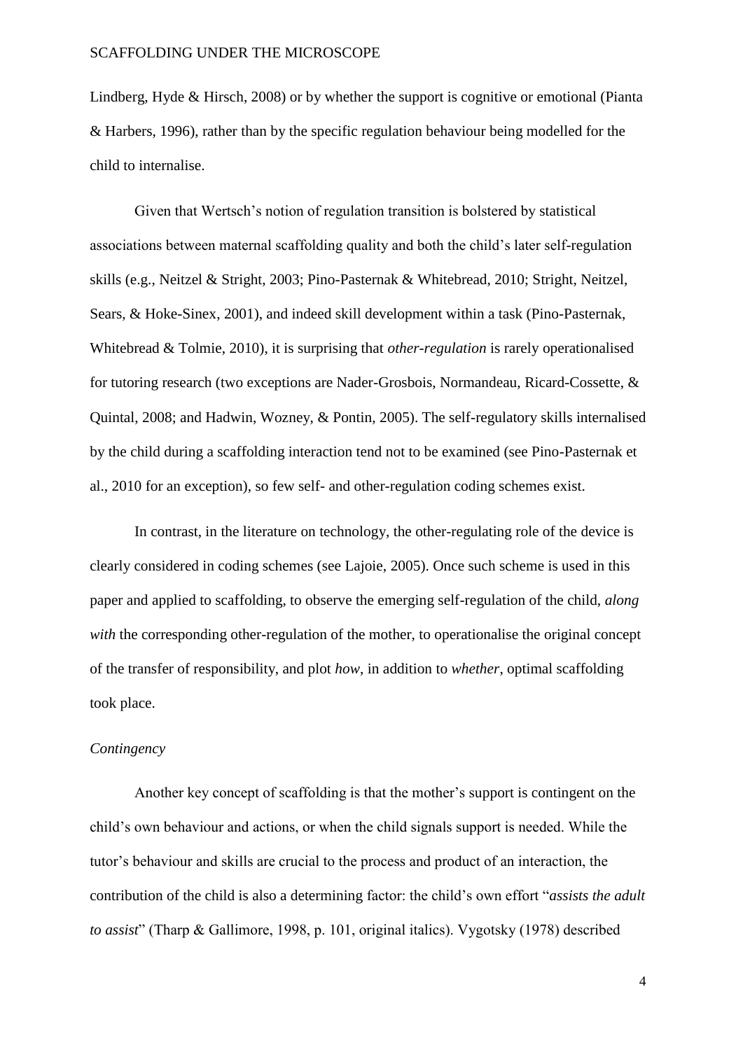Lindberg, Hyde & Hirsch, 2008) or by whether the support is cognitive or emotional (Pianta & Harbers, 1996), rather than by the specific regulation behaviour being modelled for the child to internalise.

Given that Wertsch's notion of regulation transition is bolstered by statistical associations between maternal scaffolding quality and both the child's later self-regulation skills (e.g., Neitzel & Stright, 2003; Pino-Pasternak & Whitebread, 2010; Stright, Neitzel, Sears, & Hoke-Sinex, 2001), and indeed skill development within a task (Pino-Pasternak, Whitebread & Tolmie, 2010), it is surprising that *other-regulation* is rarely operationalised for tutoring research (two exceptions are Nader-Grosbois, Normandeau, Ricard-Cossette, & Quintal, 2008; and Hadwin, Wozney, & Pontin, 2005). The self-regulatory skills internalised by the child during a scaffolding interaction tend not to be examined (see Pino-Pasternak et al., 2010 for an exception), so few self- and other-regulation coding schemes exist.

In contrast, in the literature on technology, the other-regulating role of the device is clearly considered in coding schemes (see Lajoie, 2005). Once such scheme is used in this paper and applied to scaffolding, to observe the emerging self-regulation of the child, *along with* the corresponding other-regulation of the mother, to operationalise the original concept of the transfer of responsibility, and plot *how*, in addition to *whether*, optimal scaffolding took place.

### *Contingency*

Another key concept of scaffolding is that the mother's support is contingent on the child's own behaviour and actions, or when the child signals support is needed. While the tutor's behaviour and skills are crucial to the process and product of an interaction, the contribution of the child is also a determining factor: the child's own effort "*assists the adult to assist*" (Tharp & Gallimore, 1998, p. 101, original italics). Vygotsky (1978) described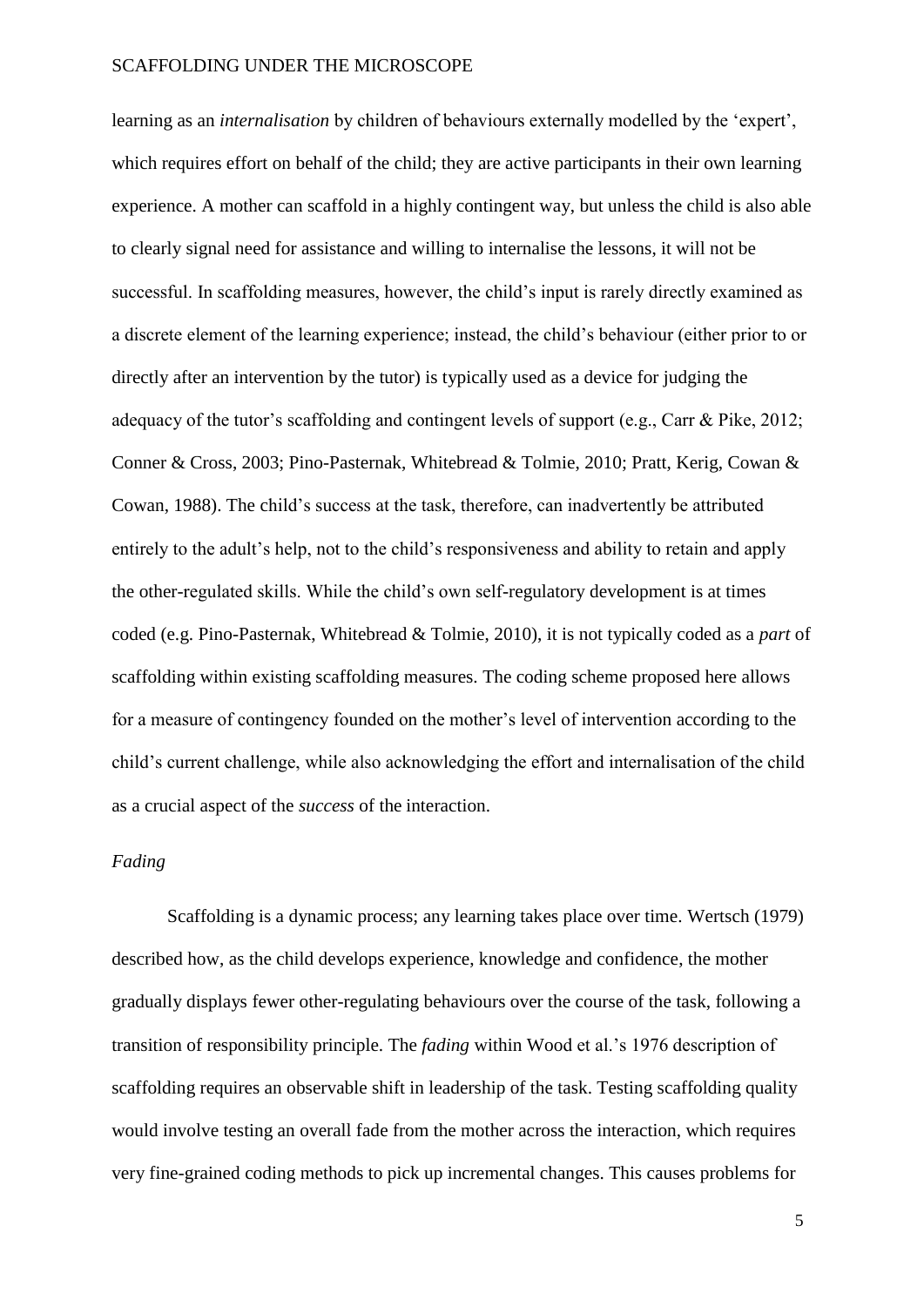learning as an *internalisation* by children of behaviours externally modelled by the 'expert', which requires effort on behalf of the child; they are active participants in their own learning experience. A mother can scaffold in a highly contingent way, but unless the child is also able to clearly signal need for assistance and willing to internalise the lessons, it will not be successful. In scaffolding measures, however, the child's input is rarely directly examined as a discrete element of the learning experience; instead, the child's behaviour (either prior to or directly after an intervention by the tutor) is typically used as a device for judging the adequacy of the tutor's scaffolding and contingent levels of support (e.g., Carr & Pike, 2012; Conner & Cross, 2003; Pino-Pasternak, Whitebread & Tolmie, 2010; Pratt, Kerig, Cowan & Cowan, 1988). The child's success at the task, therefore, can inadvertently be attributed entirely to the adult's help, not to the child's responsiveness and ability to retain and apply the other-regulated skills. While the child's own self-regulatory development is at times coded (e.g. Pino-Pasternak, Whitebread & Tolmie, 2010), it is not typically coded as a *part* of scaffolding within existing scaffolding measures. The coding scheme proposed here allows for a measure of contingency founded on the mother's level of intervention according to the child's current challenge, while also acknowledging the effort and internalisation of the child as a crucial aspect of the *success* of the interaction.

### *Fading*

Scaffolding is a dynamic process; any learning takes place over time. Wertsch (1979) described how, as the child develops experience, knowledge and confidence, the mother gradually displays fewer other-regulating behaviours over the course of the task, following a transition of responsibility principle. The *fading* within Wood et al.'s 1976 description of scaffolding requires an observable shift in leadership of the task. Testing scaffolding quality would involve testing an overall fade from the mother across the interaction, which requires very fine-grained coding methods to pick up incremental changes. This causes problems for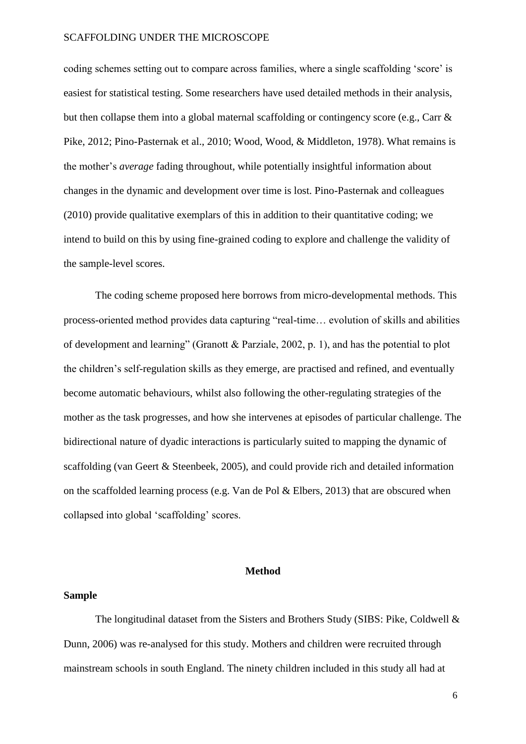coding schemes setting out to compare across families, where a single scaffolding 'score' is easiest for statistical testing. Some researchers have used detailed methods in their analysis, but then collapse them into a global maternal scaffolding or contingency score (e.g., Carr & Pike, 2012; Pino-Pasternak et al., 2010; Wood, Wood, & Middleton, 1978). What remains is the mother's *average* fading throughout, while potentially insightful information about changes in the dynamic and development over time is lost. Pino-Pasternak and colleagues (2010) provide qualitative exemplars of this in addition to their quantitative coding; we intend to build on this by using fine-grained coding to explore and challenge the validity of the sample-level scores.

The coding scheme proposed here borrows from micro-developmental methods. This process-oriented method provides data capturing "real-time… evolution of skills and abilities of development and learning" (Granott & Parziale, 2002, p. 1), and has the potential to plot the children's self-regulation skills as they emerge, are practised and refined, and eventually become automatic behaviours, whilst also following the other-regulating strategies of the mother as the task progresses, and how she intervenes at episodes of particular challenge. The bidirectional nature of dyadic interactions is particularly suited to mapping the dynamic of scaffolding (van Geert & Steenbeek, 2005), and could provide rich and detailed information on the scaffolded learning process (e.g. Van de Pol & Elbers, 2013) that are obscured when collapsed into global 'scaffolding' scores.

## Method

### Sample

The longitudinal dataset from the Sisters and Brothers Study (SIBS: Pike, Coldwell & Dunn, 2006) was re-analysed for this study. Mothers and children were recruited through mainstream schools in south England. The ninety children included in this study all had at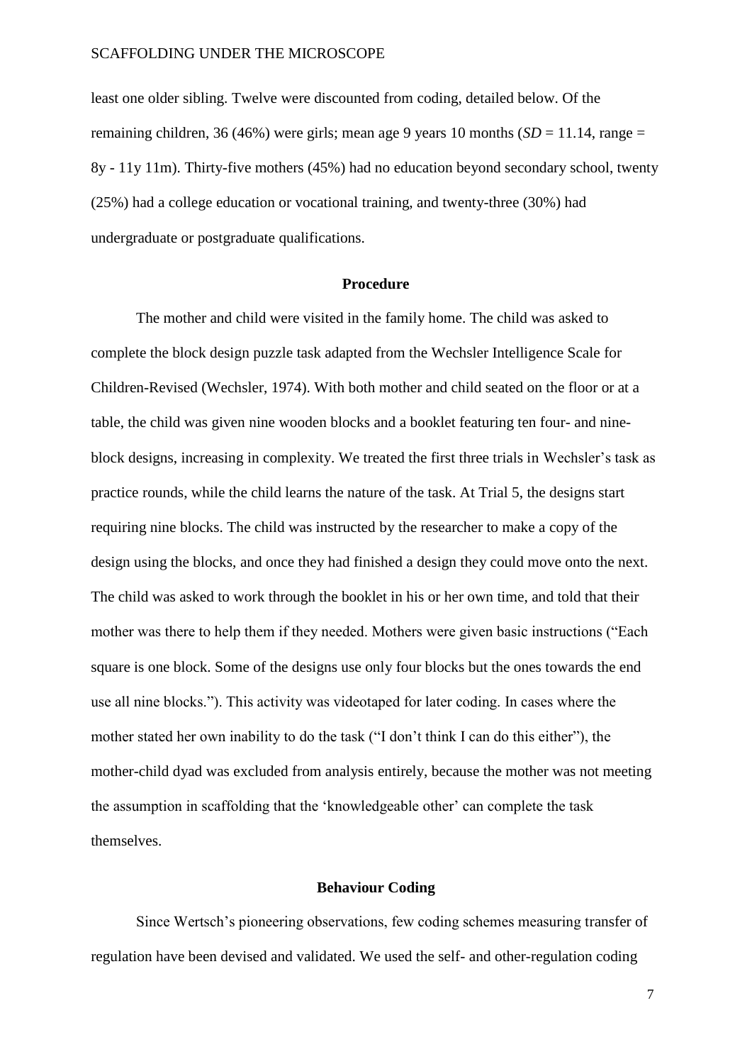least one older sibling. Twelve were discounted from coding, detailed below. Of the remaining children, 36 (46%) were girls; mean age 9 years 10 months (*SD* = 11.14, range = 8y - 11y 11m). Thirty-five mothers (45%) had no education beyond secondary school, twenty (25%) had a college education or vocational training, and twenty-three (30%) had undergraduate or postgraduate qualifications.

## Procedure

The mother and child were visited in the family home. The child was asked to complete the block design puzzle task adapted from the Wechsler Intelligence Scale for Children-Revised (Wechsler, 1974). With both mother and child seated on the floor or at a table, the child was given nine wooden blocks and a booklet featuring ten four- and nine-block designs, increasing in complexity. We treated the first three trials in Wechsler's task as practice rounds, while the child learns the nature of the task. At Trial 5, the designs start requiring nine blocks. The child was instructed by the researcher to make a copy of the design using the blocks, and once they had finished a design they could move onto the next. The child was asked to work through the booklet in his or her own time, and told that their mother was there to help them if they needed. Mothers were given basic instructions ("Each square is one block. Some of the designs use only four blocks but the ones towards the end use all nine blocks."). This activity was videotaped for later coding. In cases where the mother stated her own inability to do the task ("I don't think I can do this either"), the mother-child dyad was excluded from analysis entirely, because the mother was not meeting the assumption in scaffolding that the 'knowledgeable other' can complete the task themselves.

## Behaviour Coding

Since Wertsch's pioneering observations, few coding schemes measuring transfer of regulation have been devised and validated. We used the self- and other-regulation coding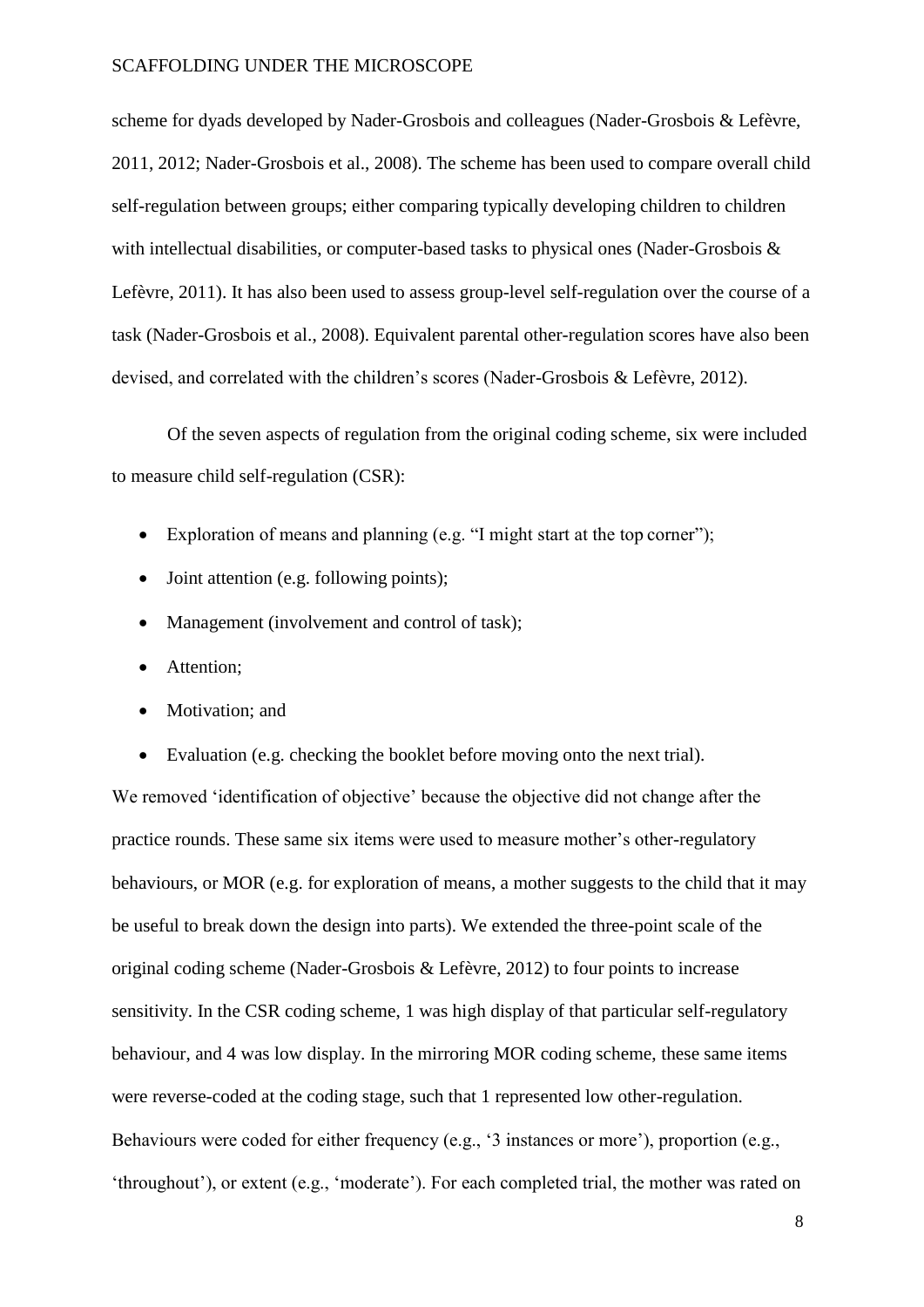scheme for dyads developed by Nader-Grosbois and colleagues (Nader-Grosbois & Lefèvre, 2011, 2012; Nader-Grosbois et al., 2008). The scheme has been used to compare overall child self-regulation between groups; either comparing typically developing children to children with intellectual disabilities, or computer-based tasks to physical ones (Nader-Grosbois & Lefèvre, 2011). It has also been used to assess group-level self-regulation over the course of a task (Nader-Grosbois et al., 2008). Equivalent parental other-regulation scores have also been devised, and correlated with the children's scores (Nader-Grosbois & Lefèvre, 2012).

Of the seven aspects of regulation from the original coding scheme, six were included to measure child self-regulation (CSR):

- Exploration of means and planning (e.g. "I might start at the top corner");
- Joint attention (e.g. following points);
- Management (involvement and control of task);
- Attention;
- Motivation; and
- Evaluation (e.g. checking the booklet before moving onto the next trial).

We removed 'identification of objective' because the objective did not change after the practice rounds. These same six items were used to measure mother's other-regulatory behaviours, or MOR (e.g. for exploration of means, a mother suggests to the child that it may be useful to break down the design into parts). We extended the three-point scale of the original coding scheme (Nader-Grosbois & Lefèvre, 2012) to four points to increase sensitivity. In the CSR coding scheme, 1 was high display of that particular self-regulatory behaviour, and 4 was low display. In the mirroring MOR coding scheme, these same items were reverse-coded at the coding stage, such that 1 represented low other-regulation. Behaviours were coded for either frequency (e.g., '3 instances or more'), proportion (e.g., 'throughout'), or extent (e.g., 'moderate'). For each completed trial, the mother was rated on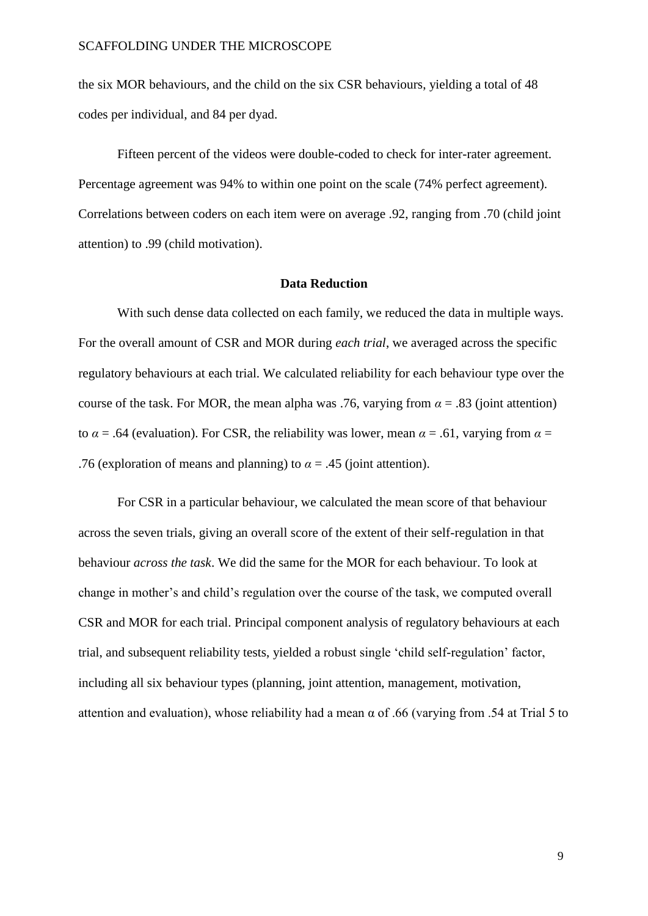the six MOR behaviours, and the child on the six CSR behaviours, yielding a total of 48 codes per individual, and 84 per dyad.

Fifteen percent of the videos were double-coded to check for inter-rater agreement. Percentage agreement was 94% to within one point on the scale (74% perfect agreement). Correlations between coders on each item were on average .92, ranging from .70 (child joint attention) to .99 (child motivation).

## Data Reduction

With such dense data collected on each family, we reduced the data in multiple ways. For the overall amount of CSR and MOR during *each trial*, we averaged across the specific regulatory behaviours at each trial. We calculated reliability for each behaviour type over the course of the task. For MOR, the mean alpha was .76, varying from $\alpha = .83$ (joint attention) to $\alpha = .64$ (evaluation). For CSR, the reliability was lower, mean $\alpha = .61$, varying from $\alpha = .76$ (exploration of means and planning) to $\alpha = .45$ (joint attention).

For CSR in a particular behaviour, we calculated the mean score of that behaviour across the seven trials, giving an overall score of the extent of their self-regulation in that behaviour *across the task*. We did the same for the MOR for each behaviour. To look at change in mother's and child's regulation over the course of the task, we computed overall CSR and MOR for each trial. Principal component analysis of regulatory behaviours at each trial, and subsequent reliability tests, yielded a robust single 'child self-regulation' factor, including all six behaviour types (planning, joint attention, management, motivation, attention and evaluation), whose reliability had a mean $\alpha$ of .66 (varying from .54 at Trial 5 to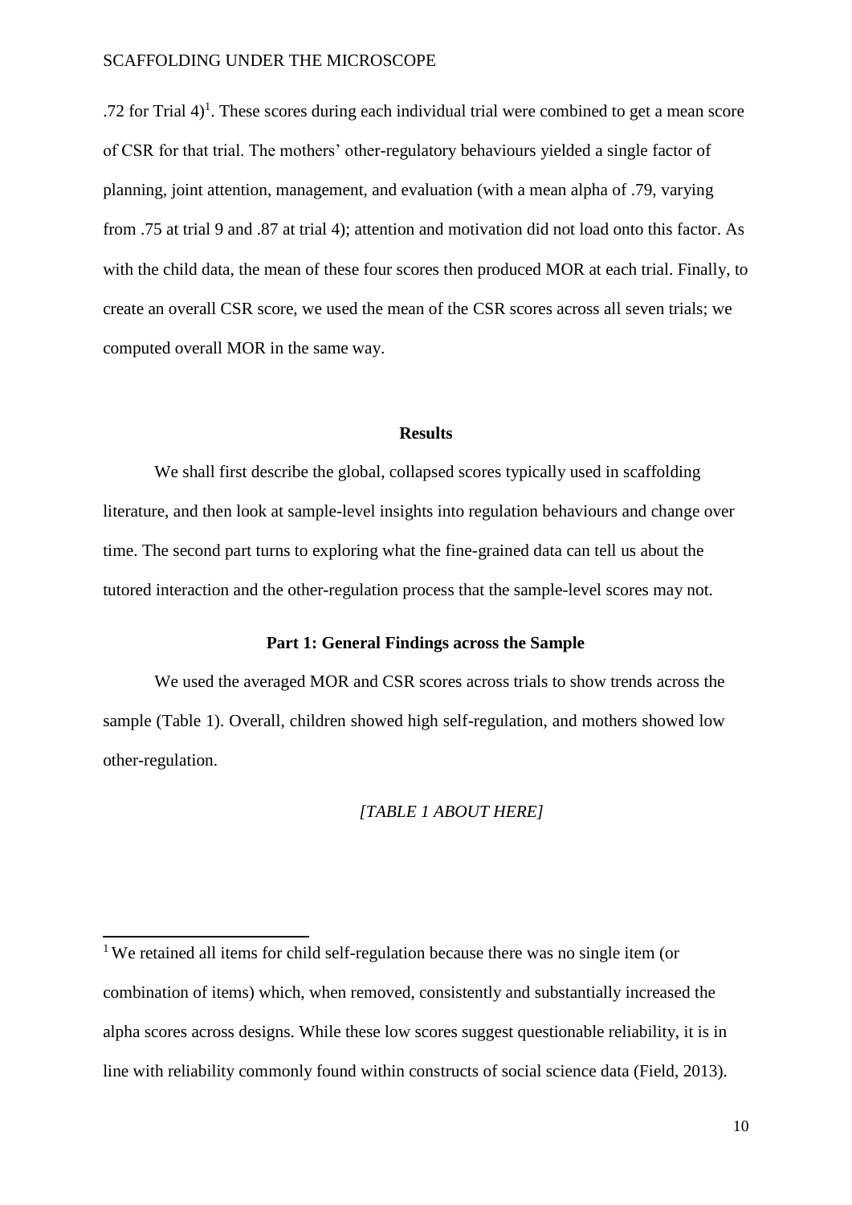.72 for Trial 4)[1]. These scores during each individual trial were combined to get a mean score of CSR for that trial. The mothers' other-regulatory behaviours yielded a single factor of planning, joint attention, management, and evaluation (with a mean alpha of .79, varying from .75 at trial 9 and .87 at trial 4); attention and motivation did not load onto this factor. As with the child data, the mean of these four scores then produced MOR at each trial. Finally, to create an overall CSR score, we used the mean of the CSR scores across all seven trials; we computed overall MOR in the same way.

## Results

We shall first describe the global, collapsed scores typically used in scaffolding literature, and then look at sample-level insights into regulation behaviours and change over time. The second part turns to exploring what the fine-grained data can tell us about the tutored interaction and the other-regulation process that the sample-level scores may not.

### Part 1: General Findings across the Sample

We used the averaged MOR and CSR scores across trials to show trends across the sample (Table 1). Overall, children showed high self-regulation, and mothers showed low other-regulation.

*[TABLE 1 ABOUT HERE]*

---

[1] We retained all items for child self-regulation because there was no single item (or combination of items) which, when removed, consistently and substantially increased the alpha scores across designs. While these low scores suggest questionable reliability, it is in line with reliability commonly found within constructs of social science data (Field, 2013).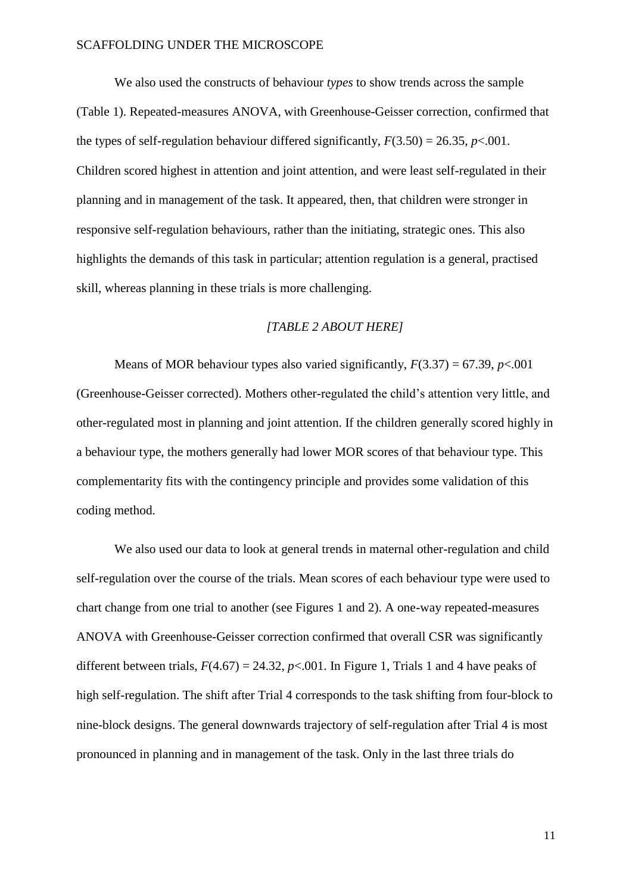We also used the constructs of behaviour *types* to show trends across the sample (Table 1). Repeated-measures ANOVA, with Greenhouse-Geisser correction, confirmed that the types of self-regulation behaviour differed significantly, $F(3.50) = 26.35$, $p<.001$. Children scored highest in attention and joint attention, and were least self-regulated in their planning and in management of the task. It appeared, then, that children were stronger in responsive self-regulation behaviours, rather than the initiating, strategic ones. This also highlights the demands of this task in particular; attention regulation is a general, practised skill, whereas planning in these trials is more challenging.

*[TABLE 2 ABOUT HERE]*

Means of MOR behaviour types also varied significantly, $F(3.37) = 67.39$, $p<.001$ (Greenhouse-Geisser corrected). Mothers other-regulated the child's attention very little, and other-regulated most in planning and joint attention. If the children generally scored highly in a behaviour type, the mothers generally had lower MOR scores of that behaviour type. This complementarity fits with the contingency principle and provides some validation of this coding method.

We also used our data to look at general trends in maternal other-regulation and child self-regulation over the course of the trials. Mean scores of each behaviour type were used to chart change from one trial to another (see Figures 1 and 2). A one-way repeated-measures ANOVA with Greenhouse-Geisser correction confirmed that overall CSR was significantly different between trials, $F(4.67) = 24.32$, $p<.001$. In Figure 1, Trials 1 and 4 have peaks of high self-regulation. The shift after Trial 4 corresponds to the task shifting from four-block to nine-block designs. The general downwards trajectory of self-regulation after Trial 4 is most pronounced in planning and in management of the task. Only in the last three trials do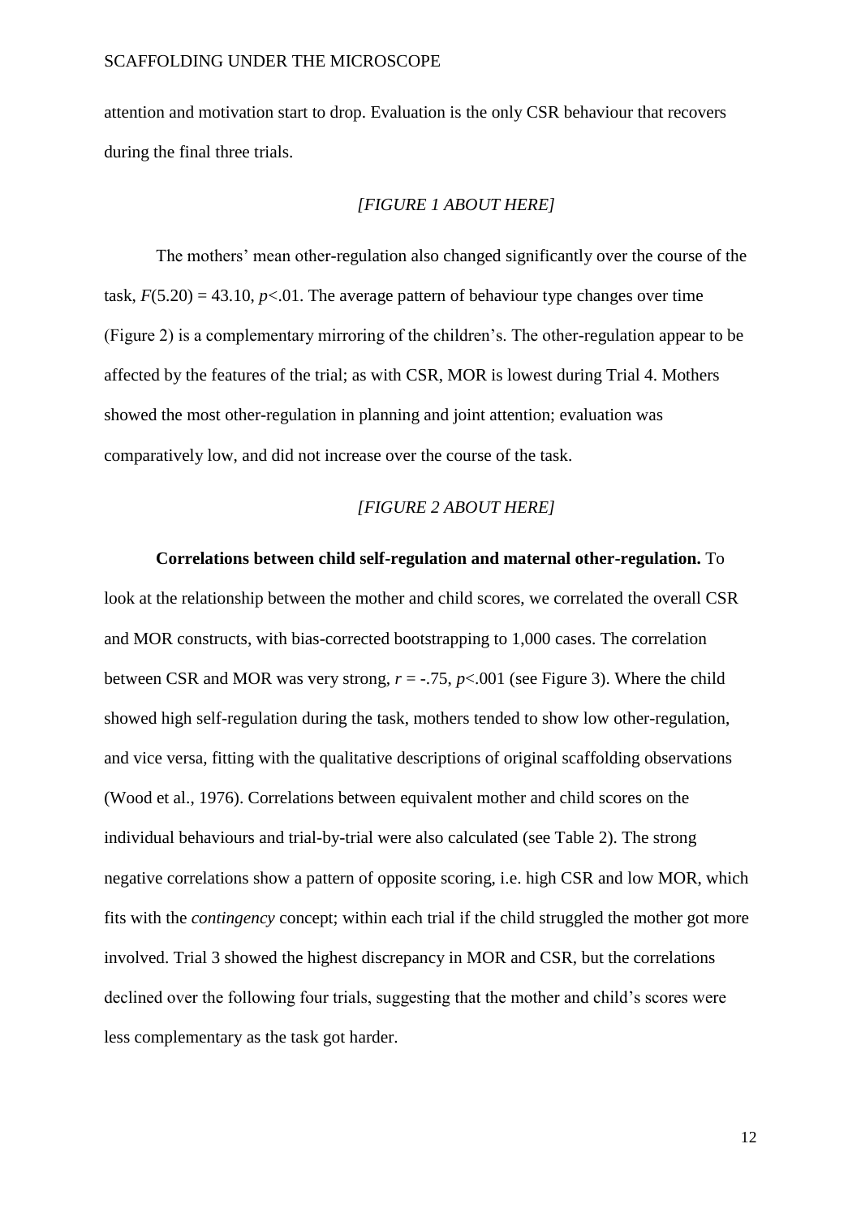attention and motivation start to drop. Evaluation is the only CSR behaviour that recovers during the final three trials.

*[FIGURE 1 ABOUT HERE]*

The mothers' mean other-regulation also changed significantly over the course of the task, $F(5.20) = 43.10$, $p<.01$. The average pattern of behaviour type changes over time (Figure 2) is a complementary mirroring of the children's. The other-regulation appear to be affected by the features of the trial; as with CSR, MOR is lowest during Trial 4. Mothers showed the most other-regulation in planning and joint attention; evaluation was comparatively low, and did not increase over the course of the task.

*[FIGURE 2 ABOUT HERE]*

**Correlations between child self-regulation and maternal other-regulation.** To look at the relationship between the mother and child scores, we correlated the overall CSR and MOR constructs, with bias-corrected bootstrapping to 1,000 cases. The correlation between CSR and MOR was very strong, $r = -.75$, $p<.001$ (see Figure 3). Where the child showed high self-regulation during the task, mothers tended to show low other-regulation, and vice versa, fitting with the qualitative descriptions of original scaffolding observations (Wood et al., 1976). Correlations between equivalent mother and child scores on the individual behaviours and trial-by-trial were also calculated (see Table 2). The strong negative correlations show a pattern of opposite scoring, i.e. high CSR and low MOR, which fits with the *contingency* concept; within each trial if the child struggled the mother got more involved. Trial 3 showed the highest discrepancy in MOR and CSR, but the correlations declined over the following four trials, suggesting that the mother and child's scores were less complementary as the task got harder.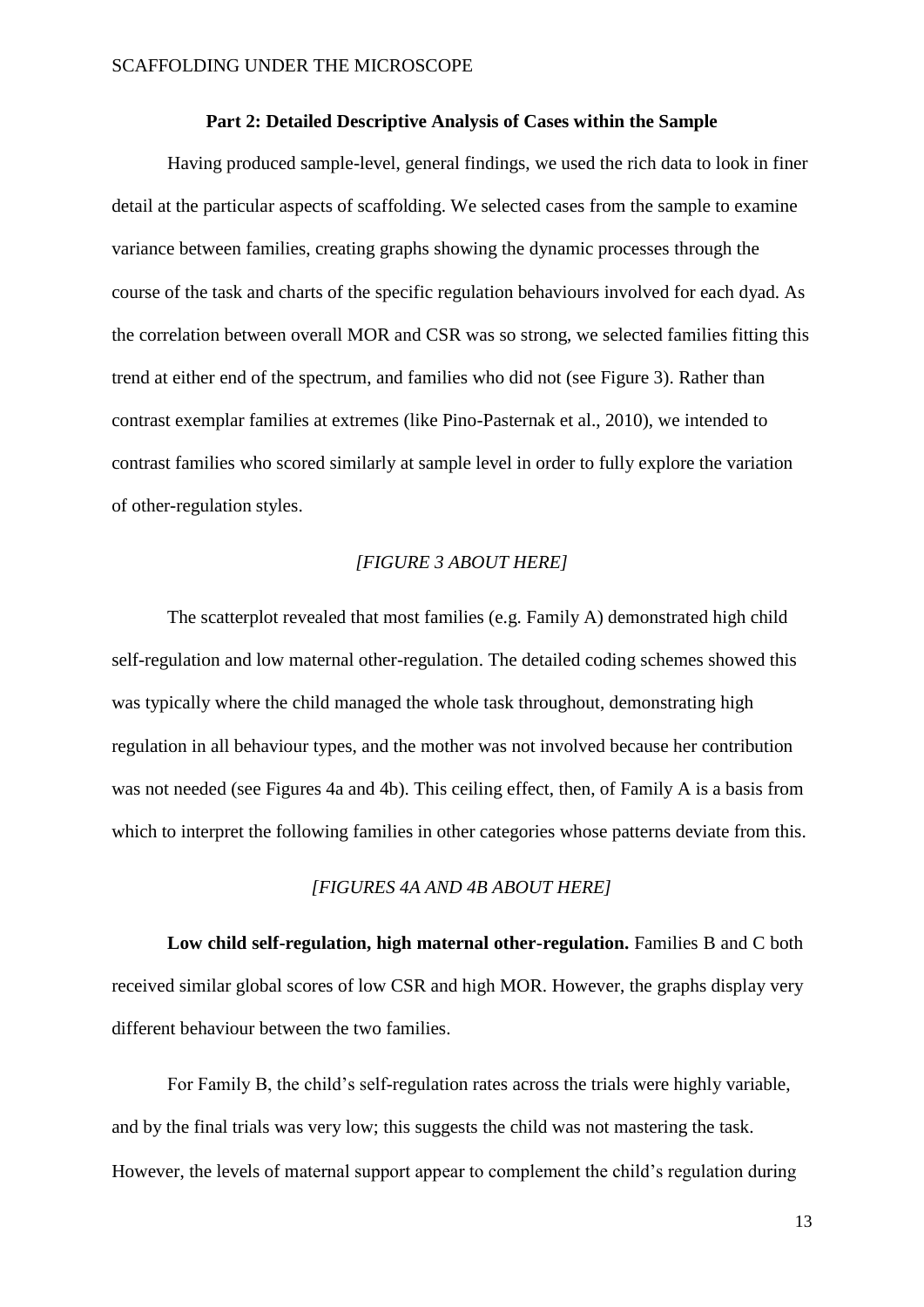## Part 2: Detailed Descriptive Analysis of Cases within the Sample

Having produced sample-level, general findings, we used the rich data to look in finer detail at the particular aspects of scaffolding. We selected cases from the sample to examine variance between families, creating graphs showing the dynamic processes through the course of the task and charts of the specific regulation behaviours involved for each dyad. As the correlation between overall MOR and CSR was so strong, we selected families fitting this trend at either end of the spectrum, and families who did not (see Figure 3). Rather than contrast exemplar families at extremes (like Pino-Pasternak et al., 2010), we intended to contrast families who scored similarly at sample level in order to fully explore the variation of other-regulation styles.

*[FIGURE 3 ABOUT HERE]*

The scatterplot revealed that most families (e.g. Family A) demonstrated high child self-regulation and low maternal other-regulation. The detailed coding schemes showed this was typically where the child managed the whole task throughout, demonstrating high regulation in all behaviour types, and the mother was not involved because her contribution was not needed (see Figures 4a and 4b). This ceiling effect, then, of Family A is a basis from which to interpret the following families in other categories whose patterns deviate from this.

*[FIGURES 4A AND 4B ABOUT HERE]*

**Low child self-regulation, high maternal other-regulation.** Families B and C both received similar global scores of low CSR and high MOR. However, the graphs display very different behaviour between the two families.

For Family B, the child's self-regulation rates across the trials were highly variable, and by the final trials was very low; this suggests the child was not mastering the task. However, the levels of maternal support appear to complement the child's regulation during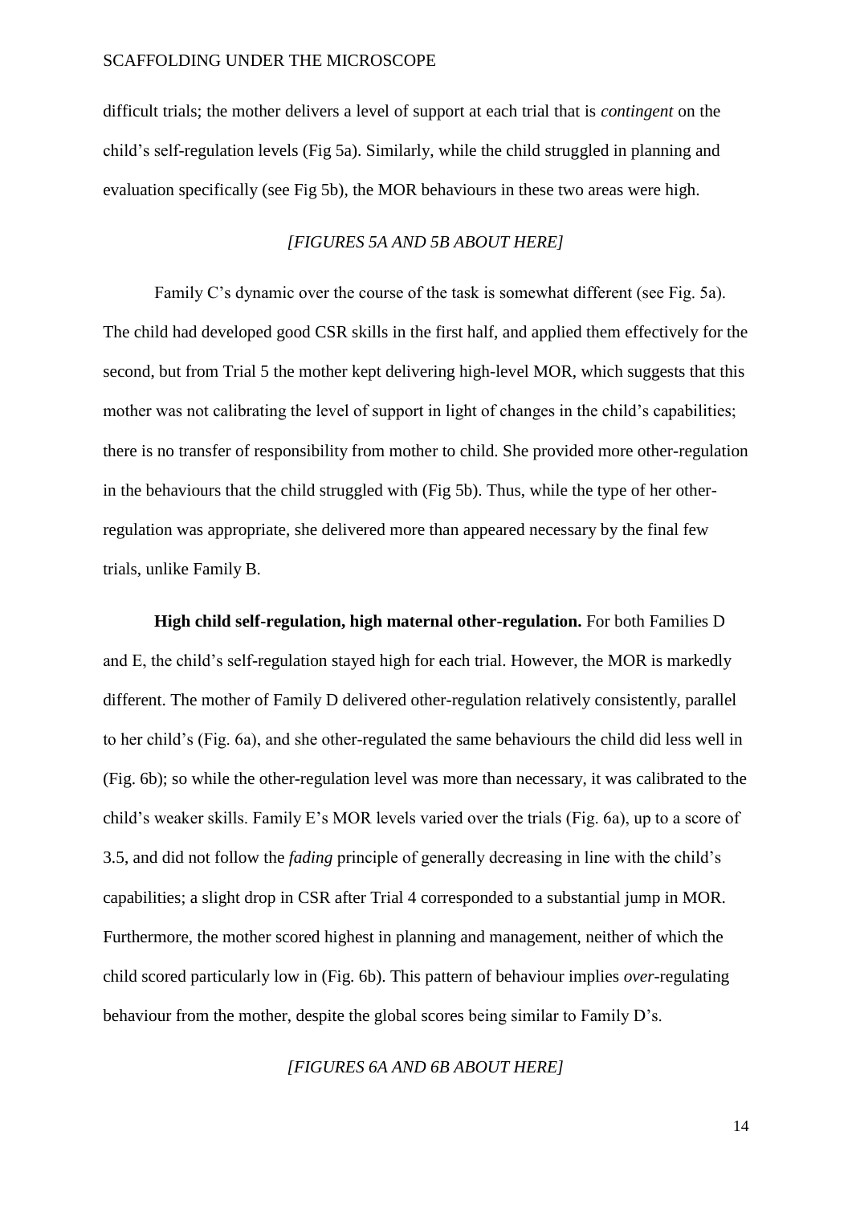difficult trials; the mother delivers a level of support at each trial that is *contingent* on the child's self-regulation levels (Fig 5a). Similarly, while the child struggled in planning and evaluation specifically (see Fig 5b), the MOR behaviours in these two areas were high.

*[FIGURES 5A AND 5B ABOUT HERE]*

Family C's dynamic over the course of the task is somewhat different (see Fig. 5a). The child had developed good CSR skills in the first half, and applied them effectively for the second, but from Trial 5 the mother kept delivering high-level MOR, which suggests that this mother was not calibrating the level of support in light of changes in the child's capabilities; there is no transfer of responsibility from mother to child. She provided more other-regulation in the behaviours that the child struggled with (Fig 5b). Thus, while the type of her other-regulation was appropriate, she delivered more than appeared necessary by the final few trials, unlike Family B.

**High child self-regulation, high maternal other-regulation.** For both Families D and E, the child's self-regulation stayed high for each trial. However, the MOR is markedly different. The mother of Family D delivered other-regulation relatively consistently, parallel to her child's (Fig. 6a), and she other-regulated the same behaviours the child did less well in (Fig. 6b); so while the other-regulation level was more than necessary, it was calibrated to the child's weaker skills. Family E's MOR levels varied over the trials (Fig. 6a), up to a score of 3.5, and did not follow the *fading* principle of generally decreasing in line with the child's capabilities; a slight drop in CSR after Trial 4 corresponded to a substantial jump in MOR. Furthermore, the mother scored highest in planning and management, neither of which the child scored particularly low in (Fig. 6b). This pattern of behaviour implies *over*-regulating behaviour from the mother, despite the global scores being similar to Family D's.

*[FIGURES 6A AND 6B ABOUT HERE]*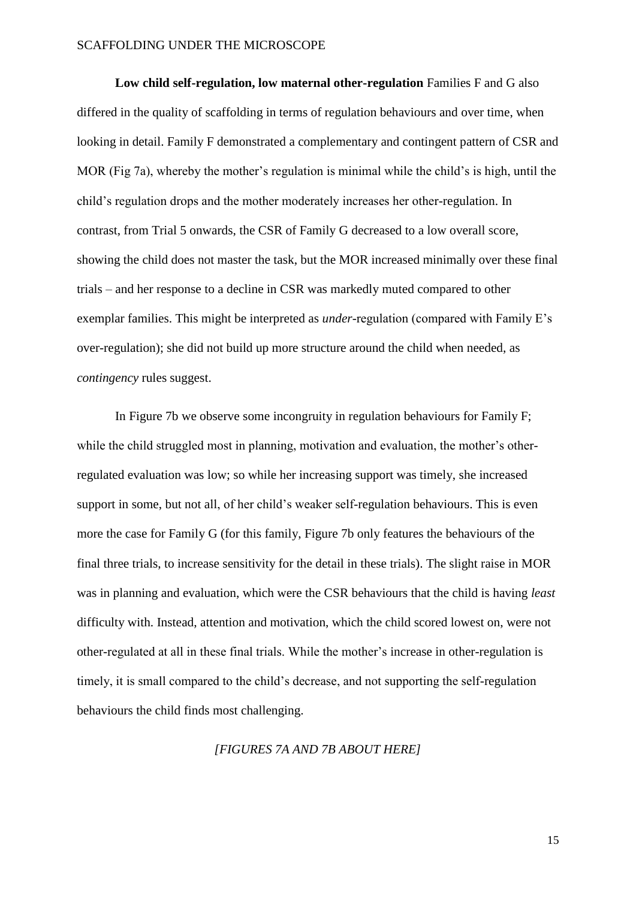**Low child self-regulation, low maternal other-regulation** Families F and G also differed in the quality of scaffolding in terms of regulation behaviours and over time, when looking in detail. Family F demonstrated a complementary and contingent pattern of CSR and MOR (Fig 7a), whereby the mother's regulation is minimal while the child's is high, until the child's regulation drops and the mother moderately increases her other-regulation. In contrast, from Trial 5 onwards, the CSR of Family G decreased to a low overall score, showing the child does not master the task, but the MOR increased minimally over these final trials – and her response to a decline in CSR was markedly muted compared to other exemplar families. This might be interpreted as *under*-regulation (compared with Family E's over-regulation); she did not build up more structure around the child when needed, as *contingency* rules suggest.

In Figure 7b we observe some incongruity in regulation behaviours for Family F; while the child struggled most in planning, motivation and evaluation, the mother's other-regulated evaluation was low; so while her increasing support was timely, she increased support in some, but not all, of her child's weaker self-regulation behaviours. This is even more the case for Family G (for this family, Figure 7b only features the behaviours of the final three trials, to increase sensitivity for the detail in these trials). The slight raise in MOR was in planning and evaluation, which were the CSR behaviours that the child is having *least* difficulty with. Instead, attention and motivation, which the child scored lowest on, were not other-regulated at all in these final trials. While the mother's increase in other-regulation is timely, it is small compared to the child's decrease, and not supporting the self-regulation behaviours the child finds most challenging.

*[FIGURES 7A AND 7B ABOUT HERE]*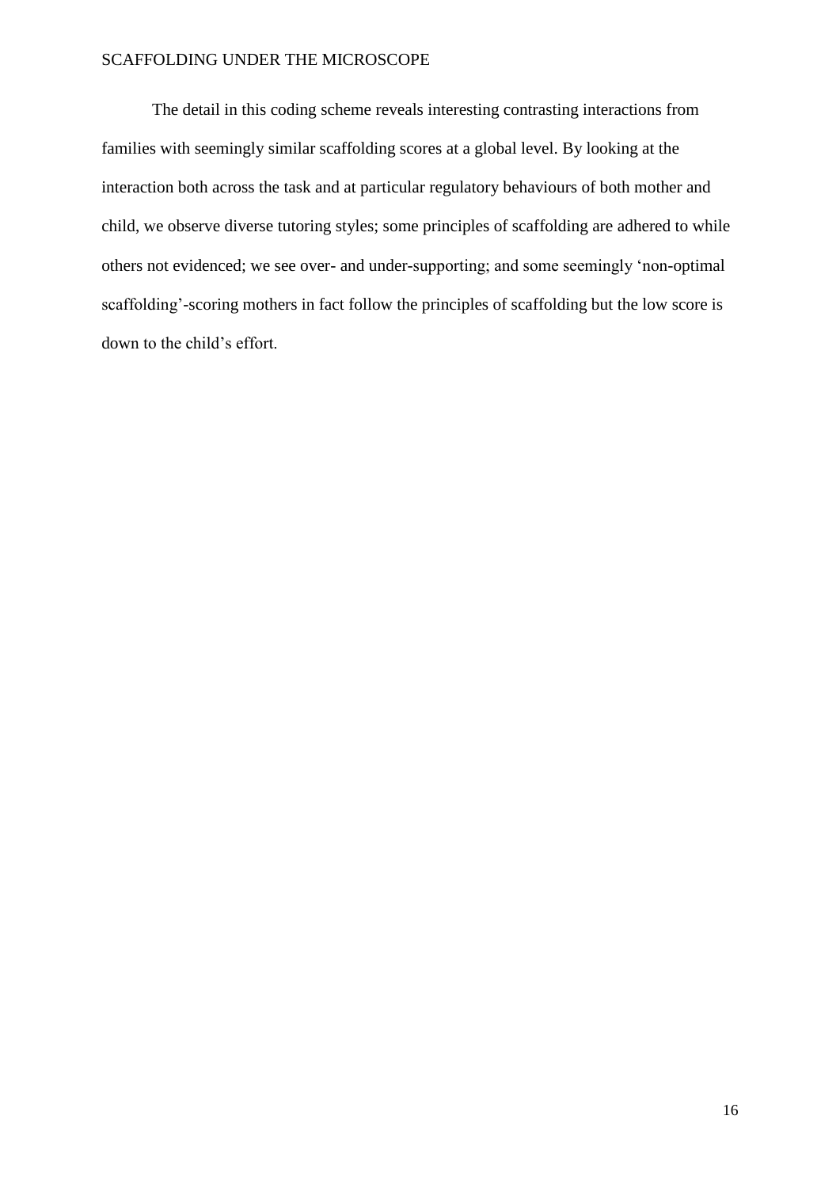The detail in this coding scheme reveals interesting contrasting interactions from families with seemingly similar scaffolding scores at a global level. By looking at the interaction both across the task and at particular regulatory behaviours of both mother and child, we observe diverse tutoring styles; some principles of scaffolding are adhered to while others not evidenced; we see over- and under-supporting; and some seemingly 'non-optimal scaffolding'-scoring mothers in fact follow the principles of scaffolding but the low score is down to the child's effort.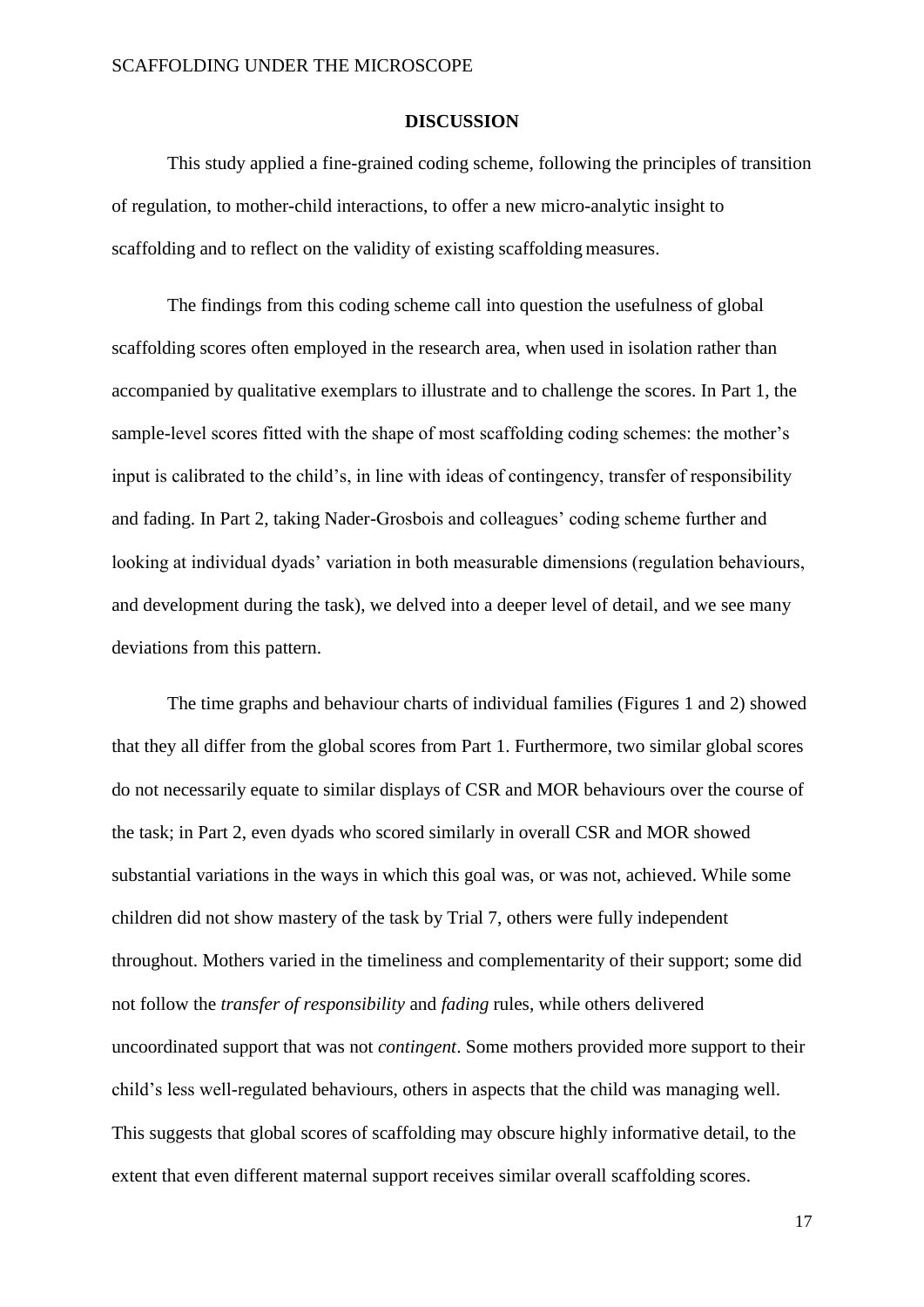## DISCUSSION

This study applied a fine-grained coding scheme, following the principles of transition of regulation, to mother-child interactions, to offer a new micro-analytic insight to scaffolding and to reflect on the validity of existing scaffolding measures.

The findings from this coding scheme call into question the usefulness of global scaffolding scores often employed in the research area, when used in isolation rather than accompanied by qualitative exemplars to illustrate and to challenge the scores. In Part 1, the sample-level scores fitted with the shape of most scaffolding coding schemes: the mother's input is calibrated to the child's, in line with ideas of contingency, transfer of responsibility and fading. In Part 2, taking Nader-Grosbois and colleagues' coding scheme further and looking at individual dyads' variation in both measurable dimensions (regulation behaviours, and development during the task), we delved into a deeper level of detail, and we see many deviations from this pattern.

The time graphs and behaviour charts of individual families (Figures 1 and 2) showed that they all differ from the global scores from Part 1. Furthermore, two similar global scores do not necessarily equate to similar displays of CSR and MOR behaviours over the course of the task; in Part 2, even dyads who scored similarly in overall CSR and MOR showed substantial variations in the ways in which this goal was, or was not, achieved. While some children did not show mastery of the task by Trial 7, others were fully independent throughout. Mothers varied in the timeliness and complementarity of their support; some did not follow the *transfer of responsibility* and *fading* rules, while others delivered uncoordinated support that was not *contingent*. Some mothers provided more support to their child's less well-regulated behaviours, others in aspects that the child was managing well. This suggests that global scores of scaffolding may obscure highly informative detail, to the extent that even different maternal support receives similar overall scaffolding scores.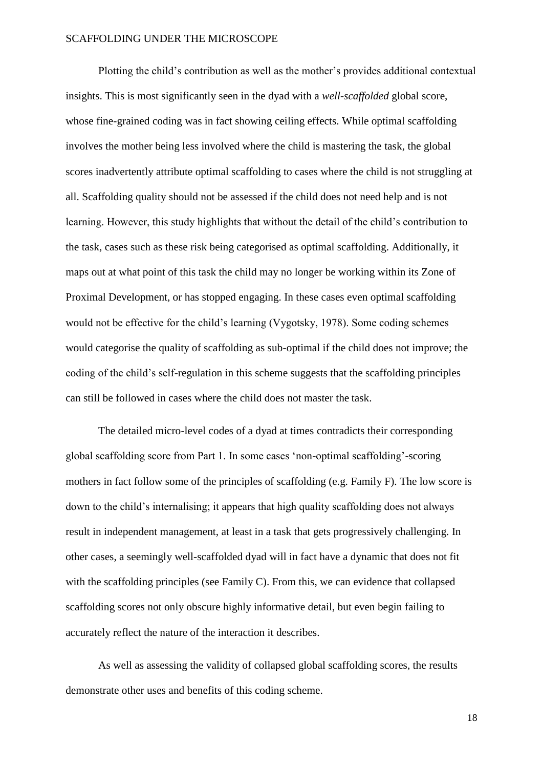Plotting the child's contribution as well as the mother's provides additional contextual insights. This is most significantly seen in the dyad with a *well-scaffolded* global score, whose fine-grained coding was in fact showing ceiling effects. While optimal scaffolding involves the mother being less involved where the child is mastering the task, the global scores inadvertently attribute optimal scaffolding to cases where the child is not struggling at all. Scaffolding quality should not be assessed if the child does not need help and is not learning. However, this study highlights that without the detail of the child's contribution to the task, cases such as these risk being categorised as optimal scaffolding. Additionally, it maps out at what point of this task the child may no longer be working within its Zone of Proximal Development, or has stopped engaging. In these cases even optimal scaffolding would not be effective for the child's learning (Vygotsky, 1978). Some coding schemes would categorise the quality of scaffolding as sub-optimal if the child does not improve; the coding of the child's self-regulation in this scheme suggests that the scaffolding principles can still be followed in cases where the child does not master the task.

The detailed micro-level codes of a dyad at times contradicts their corresponding global scaffolding score from Part 1. In some cases 'non-optimal scaffolding'-scoring mothers in fact follow some of the principles of scaffolding (e.g. Family F). The low score is down to the child's internalising; it appears that high quality scaffolding does not always result in independent management, at least in a task that gets progressively challenging. In other cases, a seemingly well-scaffolded dyad will in fact have a dynamic that does not fit with the scaffolding principles (see Family C). From this, we can evidence that collapsed scaffolding scores not only obscure highly informative detail, but even begin failing to accurately reflect the nature of the interaction it describes.

As well as assessing the validity of collapsed global scaffolding scores, the results demonstrate other uses and benefits of this coding scheme.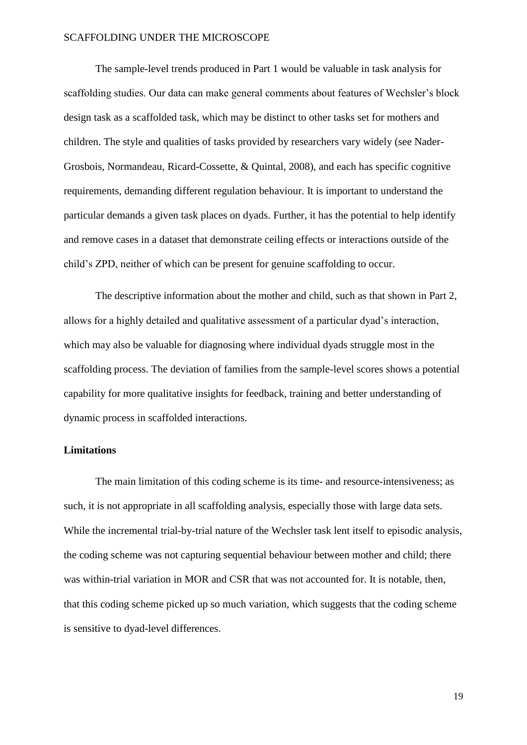The sample-level trends produced in Part 1 would be valuable in task analysis for scaffolding studies. Our data can make general comments about features of Wechsler's block design task as a scaffolded task, which may be distinct to other tasks set for mothers and children. The style and qualities of tasks provided by researchers vary widely (see Nader-Grosbois, Normandeau, Ricard-Cossette, & Quintal, 2008), and each has specific cognitive requirements, demanding different regulation behaviour. It is important to understand the particular demands a given task places on dyads. Further, it has the potential to help identify and remove cases in a dataset that demonstrate ceiling effects or interactions outside of the child's ZPD, neither of which can be present for genuine scaffolding to occur.

The descriptive information about the mother and child, such as that shown in Part 2, allows for a highly detailed and qualitative assessment of a particular dyad's interaction, which may also be valuable for diagnosing where individual dyads struggle most in the scaffolding process. The deviation of families from the sample-level scores shows a potential capability for more qualitative insights for feedback, training and better understanding of dynamic process in scaffolded interactions.

## Limitations

The main limitation of this coding scheme is its time- and resource-intensiveness; as such, it is not appropriate in all scaffolding analysis, especially those with large data sets. While the incremental trial-by-trial nature of the Wechsler task lent itself to episodic analysis, the coding scheme was not capturing sequential behaviour between mother and child; there was within-trial variation in MOR and CSR that was not accounted for. It is notable, then, that this coding scheme picked up so much variation, which suggests that the coding scheme is sensitive to dyad-level differences.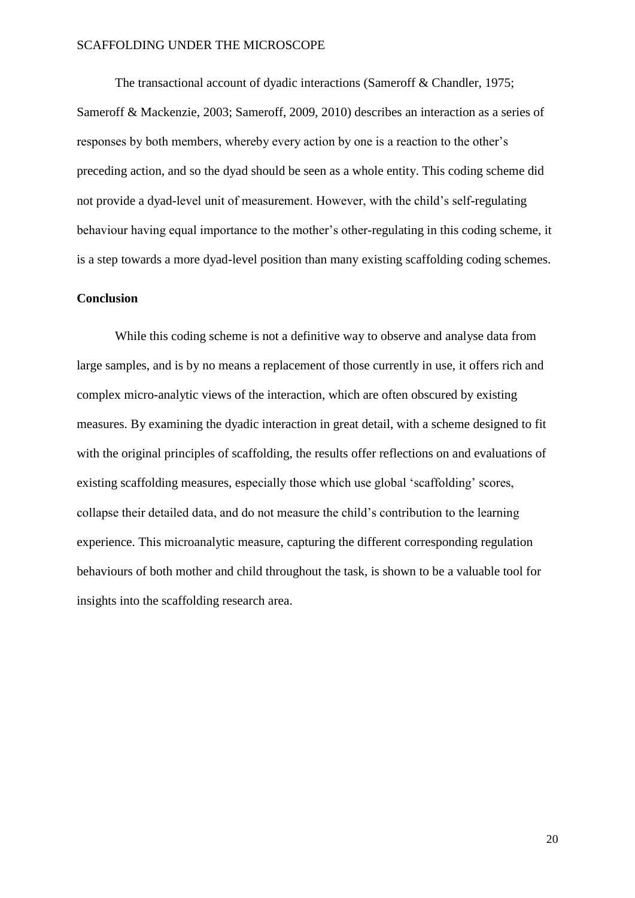The transactional account of dyadic interactions (Sameroff & Chandler, 1975; Sameroff & Mackenzie, 2003; Sameroff, 2009, 2010) describes an interaction as a series of responses by both members, whereby every action by one is a reaction to the other's preceding action, and so the dyad should be seen as a whole entity. This coding scheme did not provide a dyad-level unit of measurement. However, with the child's self-regulating behaviour having equal importance to the mother's other-regulating in this coding scheme, it is a step towards a more dyad-level position than many existing scaffolding coding schemes.

## Conclusion

While this coding scheme is not a definitive way to observe and analyse data from large samples, and is by no means a replacement of those currently in use, it offers rich and complex micro-analytic views of the interaction, which are often obscured by existing measures. By examining the dyadic interaction in great detail, with a scheme designed to fit with the original principles of scaffolding, the results offer reflections on and evaluations of existing scaffolding measures, especially those which use global 'scaffolding' scores, collapse their detailed data, and do not measure the child's contribution to the learning experience. This microanalytic measure, capturing the different corresponding regulation behaviours of both mother and child throughout the task, is shown to be a valuable tool for insights into the scaffolding research area.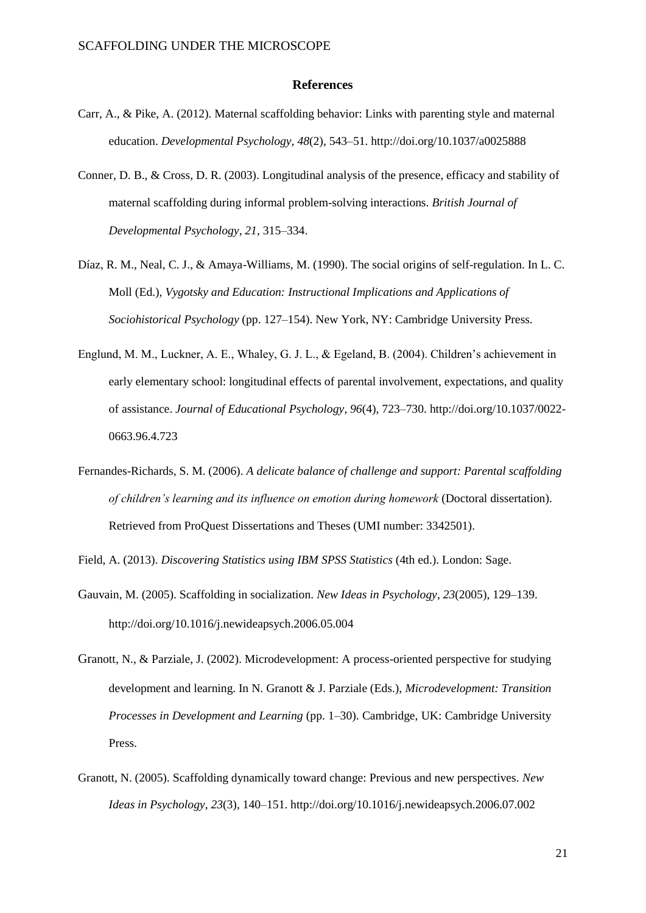## References

Carr, A., & Pike, A. (2012). Maternal scaffolding behavior: Links with parenting style and maternal education. *Developmental Psychology*, *48*(2), 543–51. http://doi.org/10.1037/a0025888

Conner, D. B., & Cross, D. R. (2003). Longitudinal analysis of the presence, efficacy and stability of maternal scaffolding during informal problem-solving interactions. *British Journal of Developmental Psychology*, *21*, 315–334.

Díaz, R. M., Neal, C. J., & Amaya-Williams, M. (1990). The social origins of self-regulation. In L. C. Moll (Ed.), *Vygotsky and Education: Instructional Implications and Applications of Sociohistorical Psychology* (pp. 127–154). New York, NY: Cambridge University Press.

Englund, M. M., Luckner, A. E., Whaley, G. J. L., & Egeland, B. (2004). Children's achievement in early elementary school: longitudinal effects of parental involvement, expectations, and quality of assistance. *Journal of Educational Psychology*, *96*(4), 723–730. http://doi.org/10.1037/0022-0663.96.4.723

Fernandes-Richards, S. M. (2006). *A delicate balance of challenge and support: Parental scaffolding of children's learning and its influence on emotion during homework* (Doctoral dissertation). Retrieved from ProQuest Dissertations and Theses (UMI number: 3342501).

Field, A. (2013). *Discovering Statistics using IBM SPSS Statistics* (4th ed.). London: Sage.

Gauvain, M. (2005). Scaffolding in socialization. *New Ideas in Psychology*, *23*(2005), 129–139. http://doi.org/10.1016/j.newideapsych.2006.05.004

Granott, N., & Parziale, J. (2002). Microdevelopment: A process-oriented perspective for studying development and learning. In N. Granott & J. Parziale (Eds.), *Microdevelopment: Transition Processes in Development and Learning* (pp. 1–30). Cambridge, UK: Cambridge University Press.

Granott, N. (2005). Scaffolding dynamically toward change: Previous and new perspectives. *New Ideas in Psychology*, *23*(3), 140–151. http://doi.org/10.1016/j.newideapsych.2006.07.002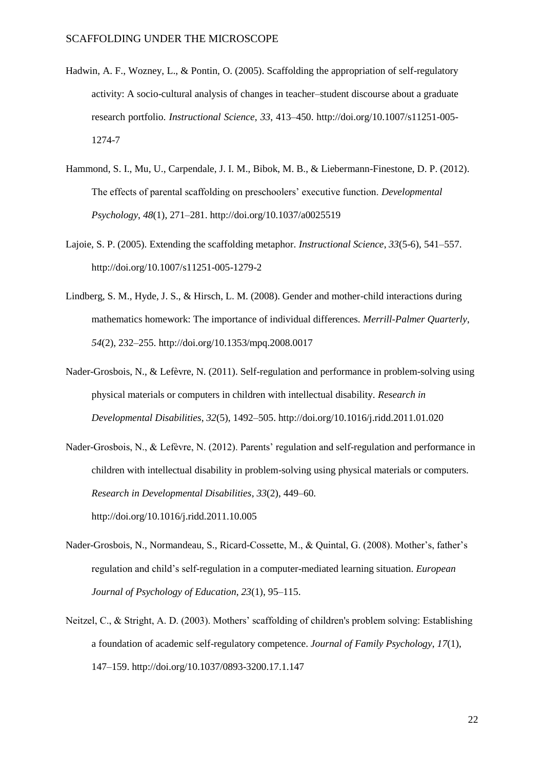Hadwin, A. F., Wozney, L., & Pontin, O. (2005). Scaffolding the appropriation of self-regulatory activity: A socio-cultural analysis of changes in teacher–student discourse about a graduate research portfolio. *Instructional Science*, *33*, 413–450. http://doi.org/10.1007/s11251-005-1274-7

Hammond, S. I., Mu, U., Carpendale, J. I. M., Bibok, M. B., & Liebermann-Finestone, D. P. (2012). The effects of parental scaffolding on preschoolers' executive function. *Developmental Psychology*, *48*(1), 271–281. http://doi.org/10.1037/a0025519

Lajoie, S. P. (2005). Extending the scaffolding metaphor. *Instructional Science*, *33*(5-6), 541–557. http://doi.org/10.1007/s11251-005-1279-2

Lindberg, S. M., Hyde, J. S., & Hirsch, L. M. (2008). Gender and mother-child interactions during mathematics homework: The importance of individual differences. *Merrill-Palmer Quarterly*, *54*(2), 232–255. http://doi.org/10.1353/mpq.2008.0017

Nader-Grosbois, N., & Lefèvre, N. (2011). Self-regulation and performance in problem-solving using physical materials or computers in children with intellectual disability. *Research in Developmental Disabilities*, *32*(5), 1492–505. http://doi.org/10.1016/j.ridd.2011.01.020

Nader-Grosbois, N., & Lefèvre, N. (2012). Parents' regulation and self-regulation and performance in children with intellectual disability in problem-solving using physical materials or computers. *Research in Developmental Disabilities*, *33*(2), 449–60. http://doi.org/10.1016/j.ridd.2011.10.005

Nader-Grosbois, N., Normandeau, S., Ricard-Cossette, M., & Quintal, G. (2008). Mother's, father's regulation and child's self-regulation in a computer-mediated learning situation. *European Journal of Psychology of Education*, *23*(1), 95–115.

Neitzel, C., & Stright, A. D. (2003). Mothers' scaffolding of children's problem solving: Establishing a foundation of academic self-regulatory competence. *Journal of Family Psychology*, *17*(1), 147–159. http://doi.org/10.1037/0893-3200.17.1.147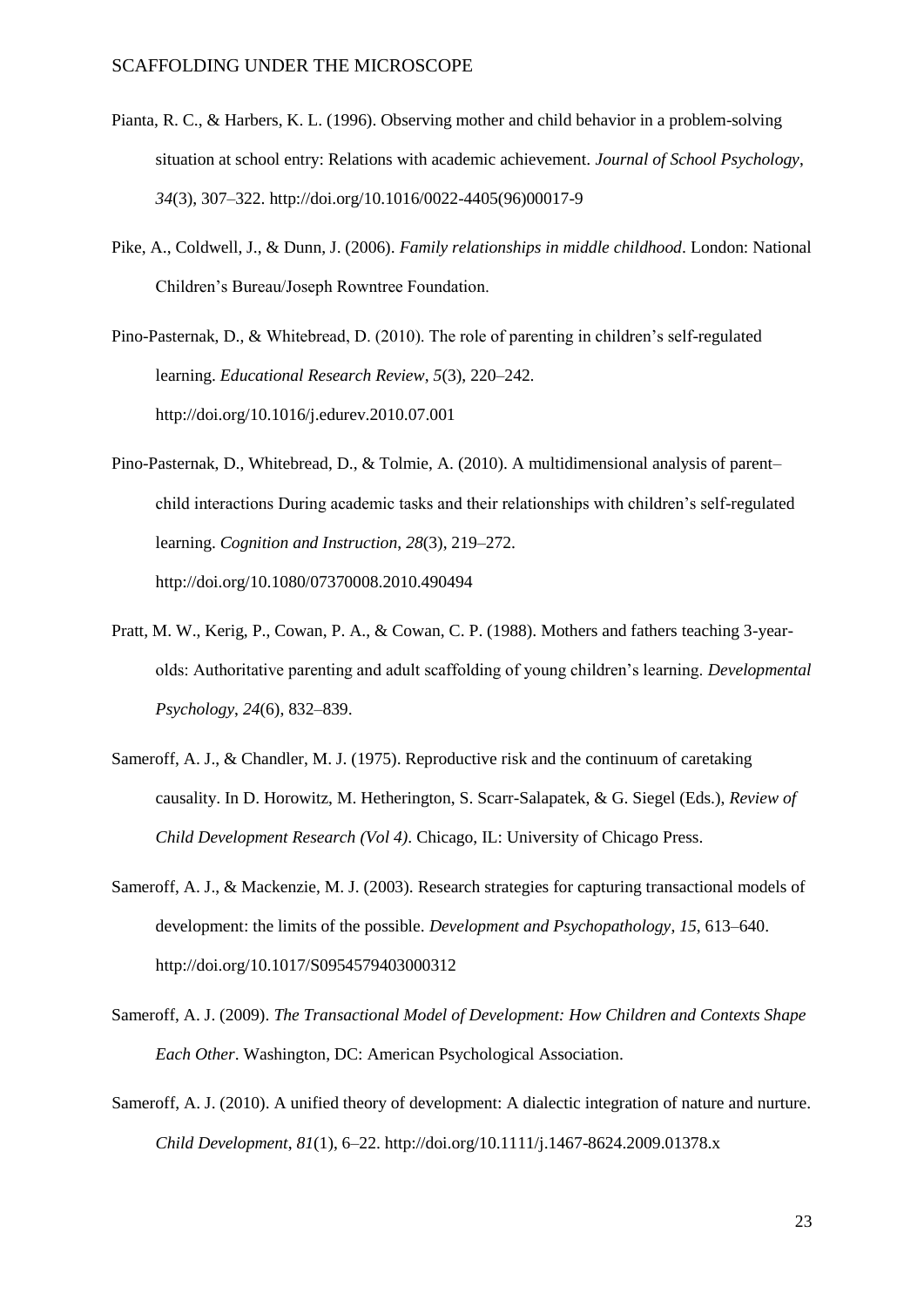Pianta, R. C., & Harbers, K. L. (1996). Observing mother and child behavior in a problem-solving situation at school entry: Relations with academic achievement. *Journal of School Psychology*, *34*(3), 307–322. http://doi.org/10.1016/0022-4405(96)00017-9

Pike, A., Coldwell, J., & Dunn, J. (2006). *Family relationships in middle childhood*. London: National Children's Bureau/Joseph Rowntree Foundation.

Pino-Pasternak, D., & Whitebread, D. (2010). The role of parenting in children's self-regulated learning. *Educational Research Review*, *5*(3), 220–242. http://doi.org/10.1016/j.edurev.2010.07.001

Pino-Pasternak, D., Whitebread, D., & Tolmie, A. (2010). A multidimensional analysis of parent–child interactions During academic tasks and their relationships with children's self-regulated learning. *Cognition and Instruction*, *28*(3), 219–272. http://doi.org/10.1080/07370008.2010.490494

Pratt, M. W., Kerig, P., Cowan, P. A., & Cowan, C. P. (1988). Mothers and fathers teaching 3-year-olds: Authoritative parenting and adult scaffolding of young children's learning. *Developmental Psychology*, *24*(6), 832–839.

Sameroff, A. J., & Chandler, M. J. (1975). Reproductive risk and the continuum of caretaking causality. In D. Horowitz, M. Hetherington, S. Scarr-Salapatek, & G. Siegel (Eds.), *Review of Child Development Research (Vol 4)*. Chicago, IL: University of Chicago Press.

Sameroff, A. J., & Mackenzie, M. J. (2003). Research strategies for capturing transactional models of development: the limits of the possible. *Development and Psychopathology*, *15*, 613–640. http://doi.org/10.1017/S0954579403000312

Sameroff, A. J. (2009). *The Transactional Model of Development: How Children and Contexts Shape Each Other*. Washington, DC: American Psychological Association.

Sameroff, A. J. (2010). A unified theory of development: A dialectic integration of nature and nurture. *Child Development*, *81*(1), 6–22. http://doi.org/10.1111/j.1467-8624.2009.01378.x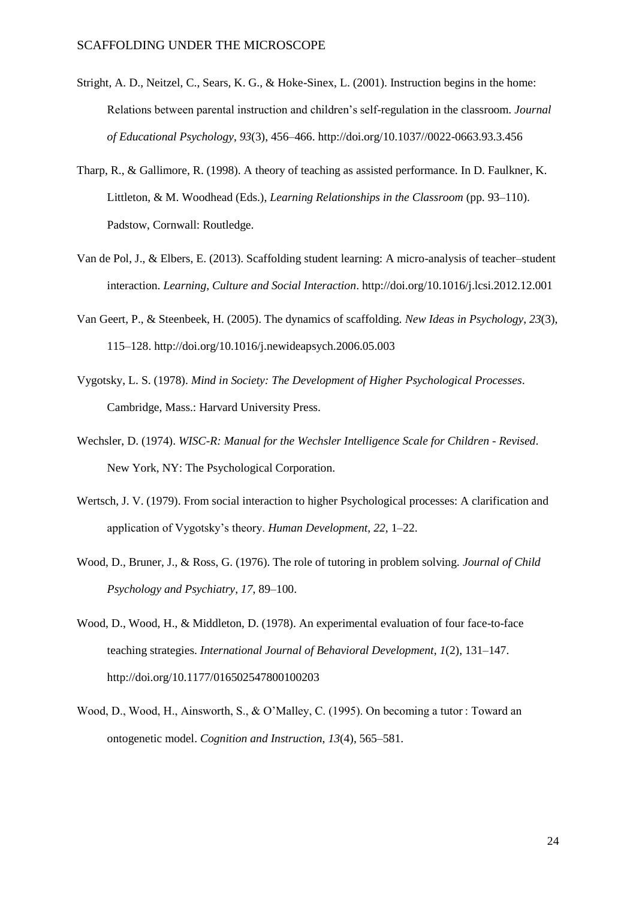Stright, A. D., Neitzel, C., Sears, K. G., & Hoke-Sinex, L. (2001). Instruction begins in the home: Relations between parental instruction and children's self-regulation in the classroom. *Journal of Educational Psychology*, *93*(3), 456–466. http://doi.org/10.1037//0022-0663.93.3.456

Tharp, R., & Gallimore, R. (1998). A theory of teaching as assisted performance. In D. Faulkner, K. Littleton, & M. Woodhead (Eds.), *Learning Relationships in the Classroom* (pp. 93–110). Padstow, Cornwall: Routledge.

Van de Pol, J., & Elbers, E. (2013). Scaffolding student learning: A micro-analysis of teacher–student interaction. *Learning, Culture and Social Interaction*. http://doi.org/10.1016/j.lcsi.2012.12.001

Van Geert, P., & Steenbeek, H. (2005). The dynamics of scaffolding. *New Ideas in Psychology*, *23*(3), 115–128. http://doi.org/10.1016/j.newideapsych.2006.05.003

Vygotsky, L. S. (1978). *Mind in Society: The Development of Higher Psychological Processes*. Cambridge, Mass.: Harvard University Press.

Wechsler, D. (1974). *WISC-R: Manual for the Wechsler Intelligence Scale for Children - Revised*. New York, NY: The Psychological Corporation.

Wertsch, J. V. (1979). From social interaction to higher Psychological processes: A clarification and application of Vygotsky's theory. *Human Development*, *22*, 1–22.

Wood, D., Bruner, J., & Ross, G. (1976). The role of tutoring in problem solving. *Journal of Child Psychology and Psychiatry*, *17*, 89–100.

Wood, D., Wood, H., & Middleton, D. (1978). An experimental evaluation of four face-to-face teaching strategies. *International Journal of Behavioral Development*, *1*(2), 131–147. http://doi.org/10.1177/016502547800100203

Wood, D., Wood, H., Ainsworth, S., & O'Malley, C. (1995). On becoming a tutor : Toward an ontogenetic model. *Cognition and Instruction*, *13*(4), 565–581.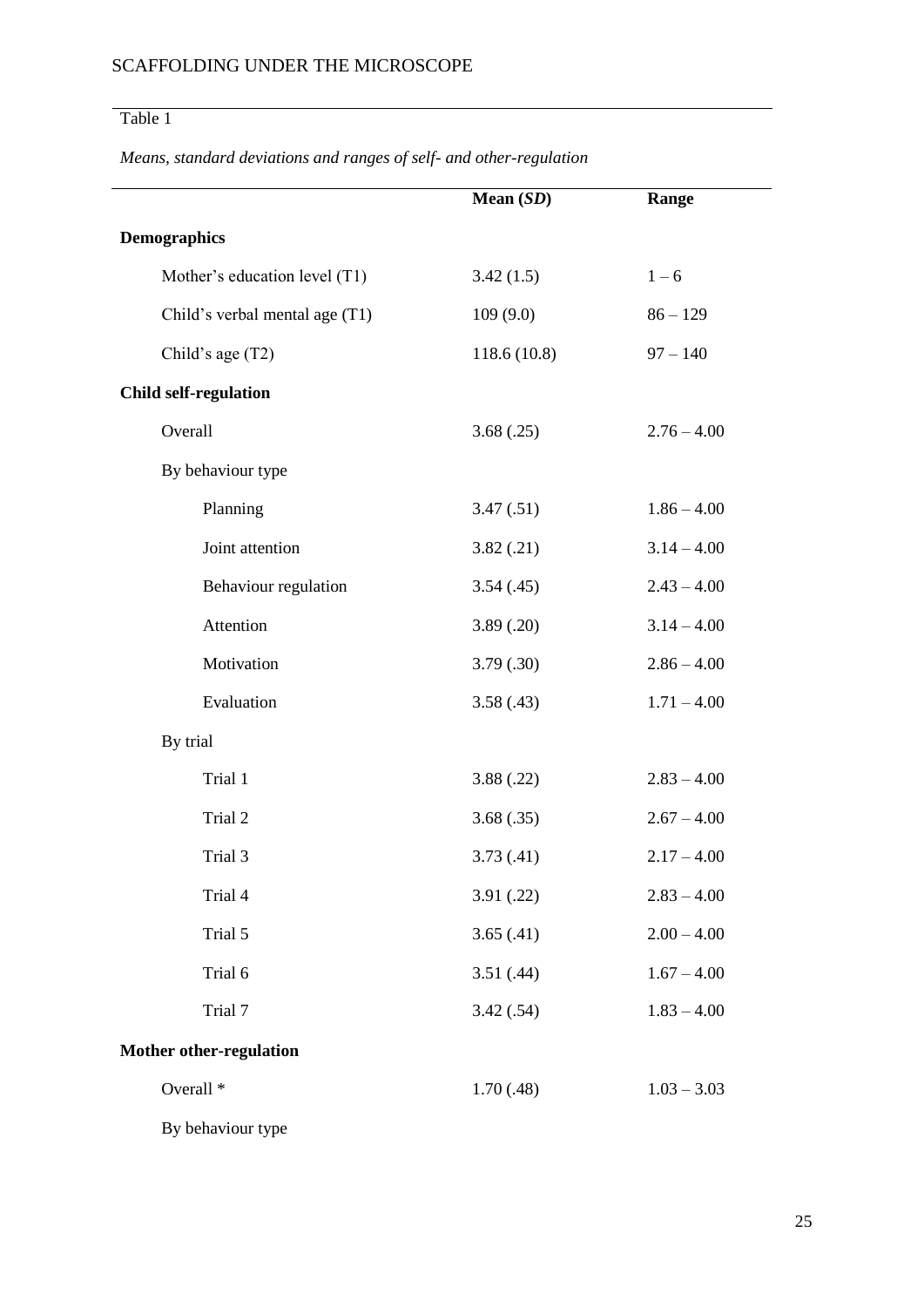Table 1

*Means, standard deviations and ranges of self- and other-regulation*

| | Mean (*SD*) | Range |
|---|---|---|
| **Demographics** | | |
| Mother's education level (T1) | 3.42 (1.5) | 1 – 6 |
| Child's verbal mental age (T1) | 109 (9.0) | 86 – 129 |
| Child's age (T2) | 118.6 (10.8) | 97 – 140 |
| **Child self-regulation** | | |
| Overall | 3.68 (.25) | 2.76 – 4.00 |
| By behaviour type | | |
| Planning | 3.47 (.51) | 1.86 – 4.00 |
| Joint attention | 3.82 (.21) | 3.14 – 4.00 |
| Behaviour regulation | 3.54 (.45) | 2.43 – 4.00 |
| Attention | 3.89 (.20) | 3.14 – 4.00 |
| Motivation | 3.79 (.30) | 2.86 – 4.00 |
| Evaluation | 3.58 (.43) | 1.71 – 4.00 |
| By trial | | |
| Trial 1 | 3.88 (.22) | 2.83 – 4.00 |
| Trial 2 | 3.68 (.35) | 2.67 – 4.00 |
| Trial 3 | 3.73 (.41) | 2.17 – 4.00 |
| Trial 4 | 3.91 (.22) | 2.83 – 4.00 |
| Trial 5 | 3.65 (.41) | 2.00 – 4.00 |
| Trial 6 | 3.51 (.44) | 1.67 – 4.00 |
| Trial 7 | 3.42 (.54) | 1.83 – 4.00 |
| **Mother other-regulation** | | |
| Overall * | 1.70 (.48) | 1.03 – 3.03 |
| By behaviour type | | |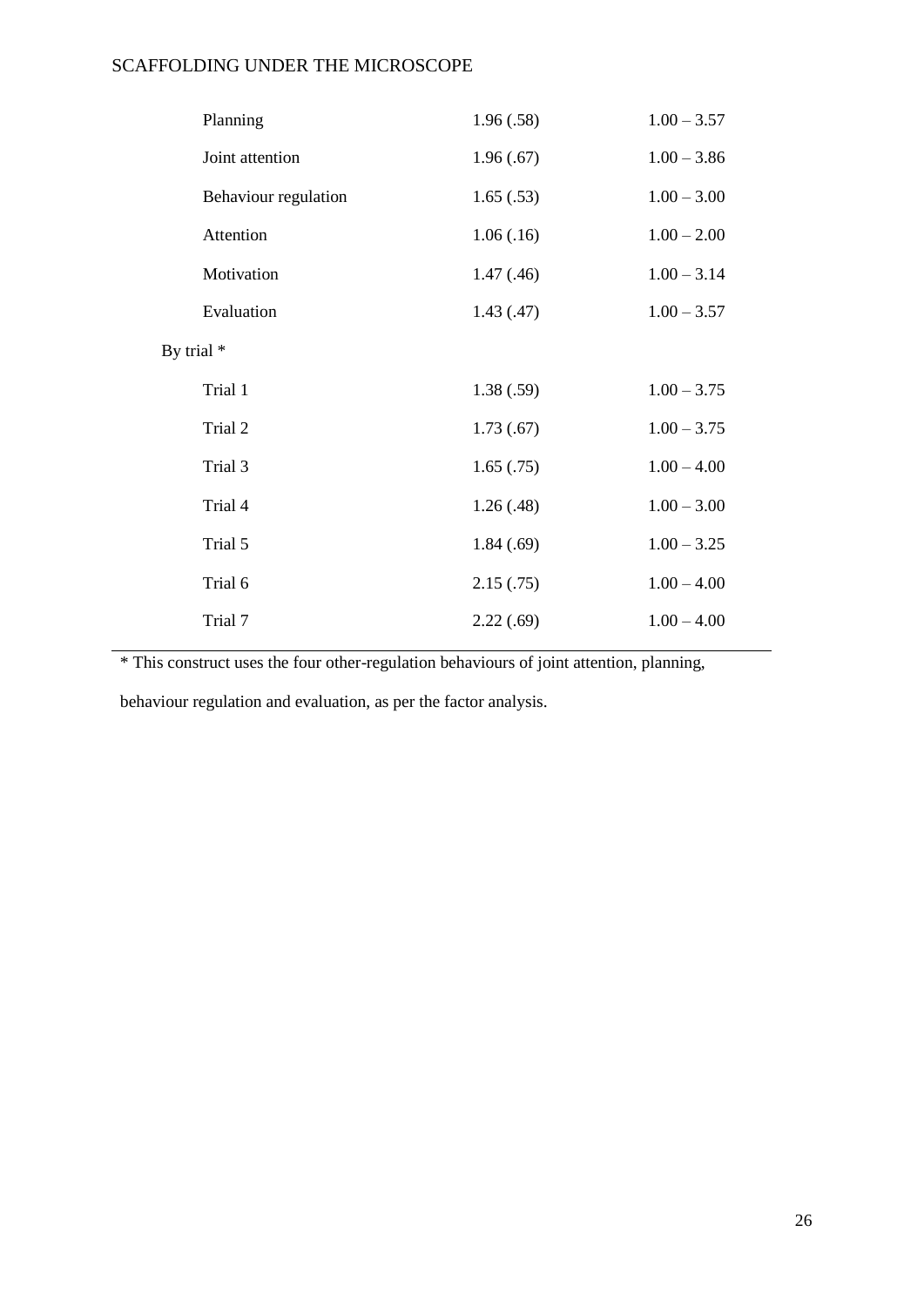| | | |
|---|---|---|
| Planning | 1.96 (.58) | 1.00 – 3.57 |
| Joint attention | 1.96 (.67) | 1.00 – 3.86 |
| Behaviour regulation | 1.65 (.53) | 1.00 – 3.00 |
| Attention | 1.06 (.16) | 1.00 – 2.00 |
| Motivation | 1.47 (.46) | 1.00 – 3.14 |
| Evaluation | 1.43 (.47) | 1.00 – 3.57 |
| By trial * | | |
| Trial 1 | 1.38 (.59) | 1.00 – 3.75 |
| Trial 2 | 1.73 (.67) | 1.00 – 3.75 |
| Trial 3 | 1.65 (.75) | 1.00 – 4.00 |
| Trial 4 | 1.26 (.48) | 1.00 – 3.00 |
| Trial 5 | 1.84 (.69) | 1.00 – 3.25 |
| Trial 6 | 2.15 (.75) | 1.00 – 4.00 |
| Trial 7 | 2.22 (.69) | 1.00 – 4.00 |

* This construct uses the four other-regulation behaviours of joint attention, planning, behaviour regulation and evaluation, as per the factor analysis.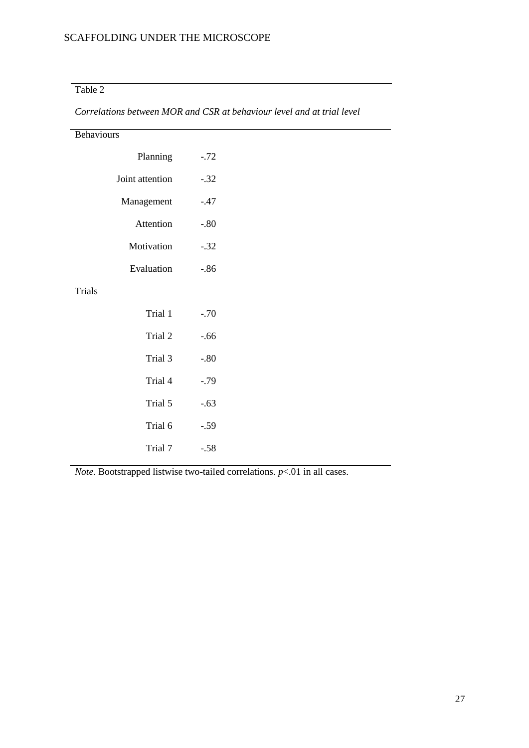Table 2

*Correlations between MOR and CSR at behaviour level and at trial level*

| | |
|---|---|
| **Behaviours** | |
| Planning | -.72 |
| Joint attention | -.32 |
| Management | -.47 |
| Attention | -.80 |
| Motivation | -.32 |
| Evaluation | -.86 |
| **Trials** | |
| Trial 1 | -.70 |
| Trial 2 | -.66 |
| Trial 3 | -.80 |
| Trial 4 | -.79 |
| Trial 5 | -.63 |
| Trial 6 | -.59 |
| Trial 7 | -.58 |

*Note.* Bootstrapped listwise two-tailed correlations. $p<.01$ in all cases.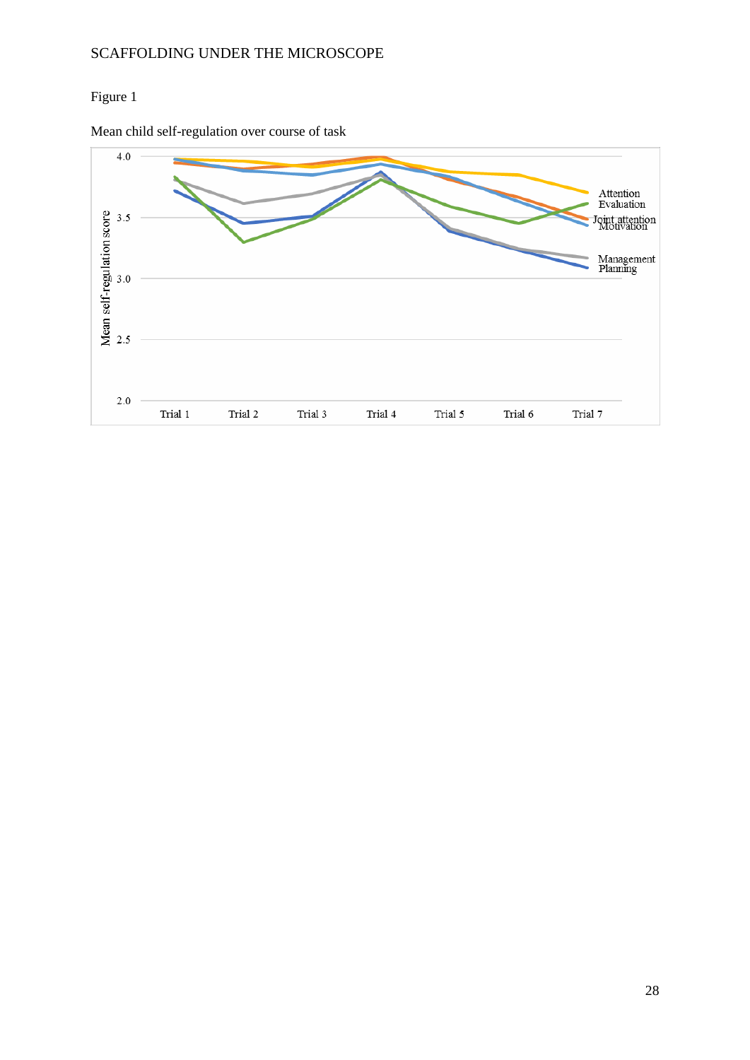Figure 1

Mean child self-regulation over course of task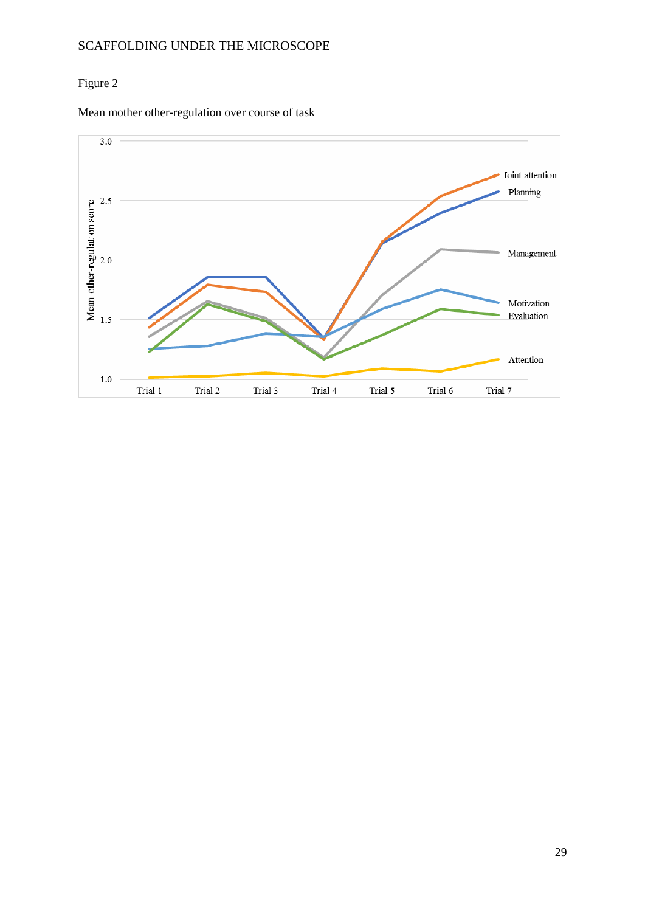Figure 2

Mean mother other-regulation over course of task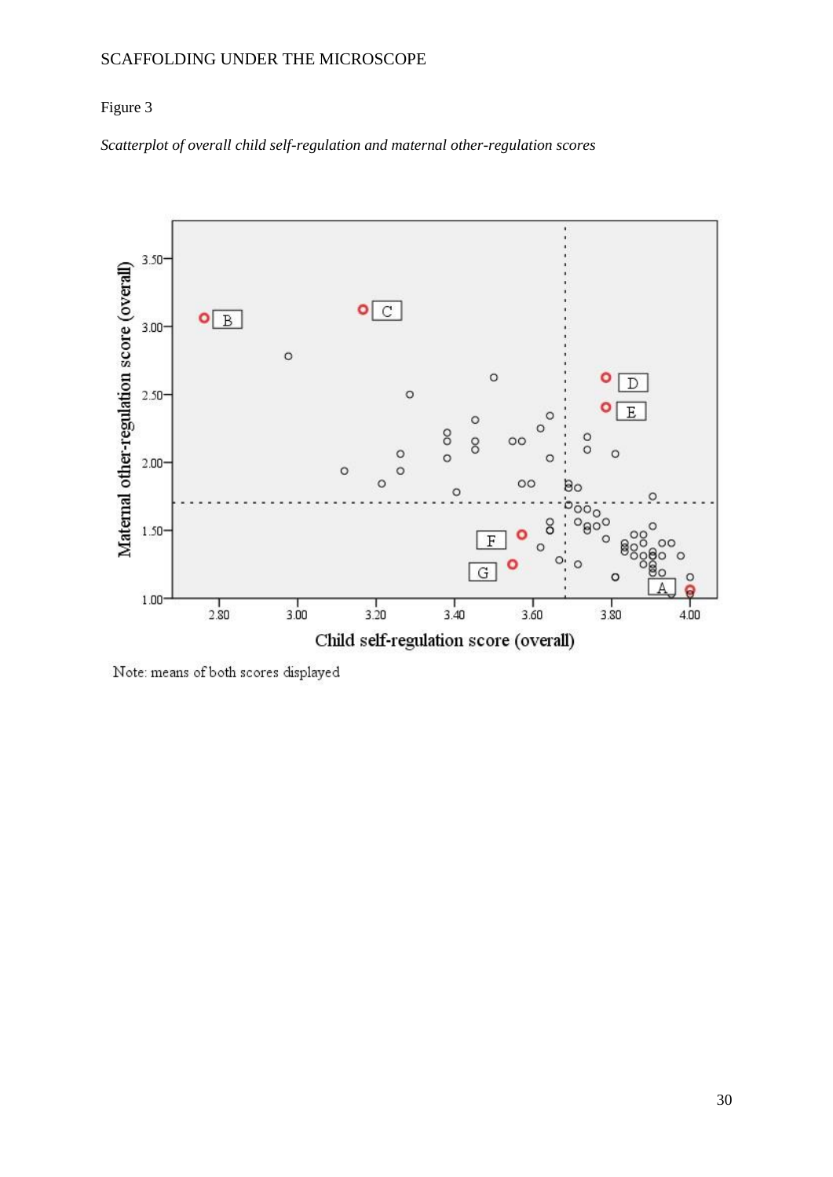Figure 3

*Scatterplot of overall child self-regulation and maternal other-regulation scores*

Note: means of both scores displayed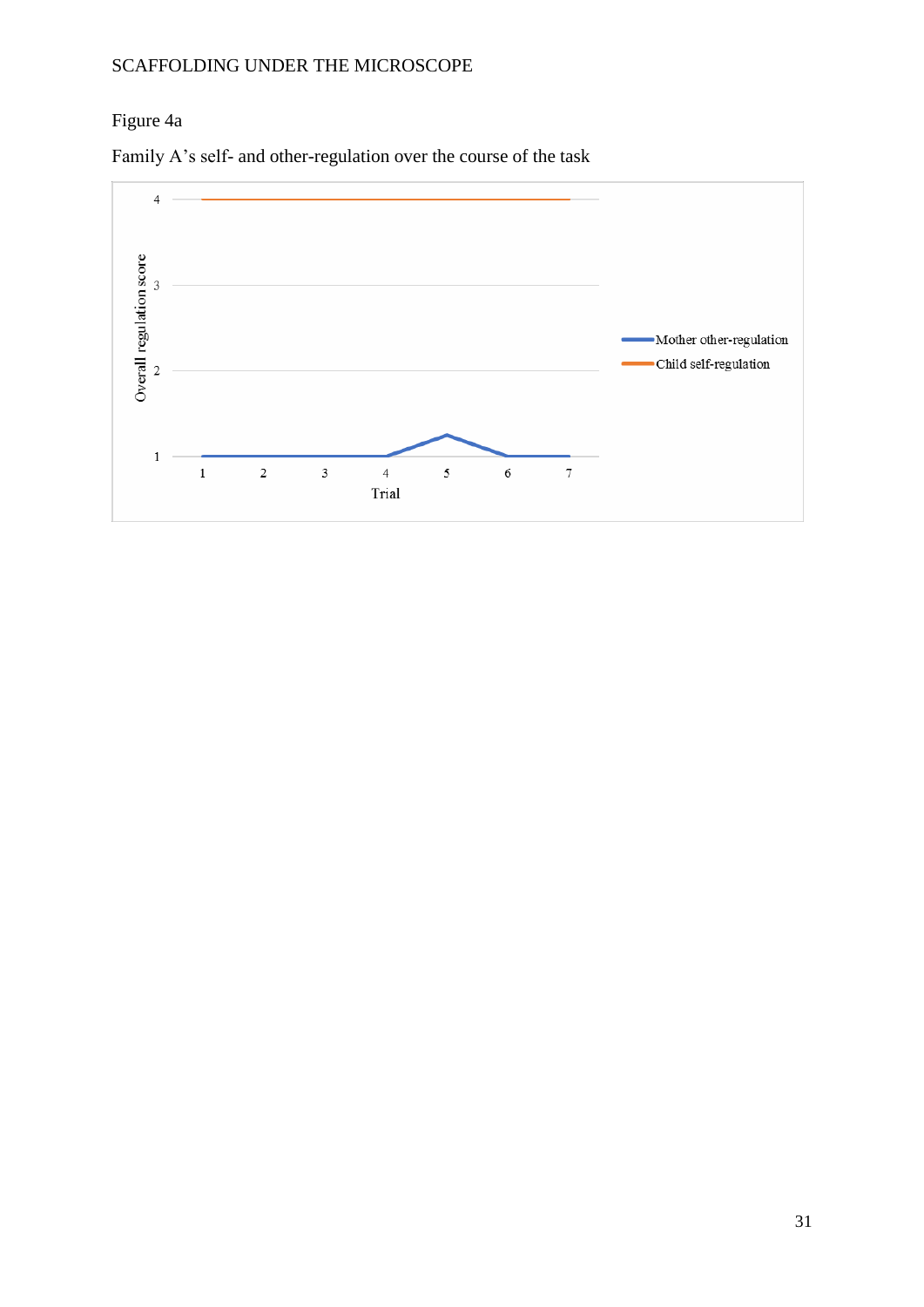Figure 4a

Family A's self- and other-regulation over the course of the task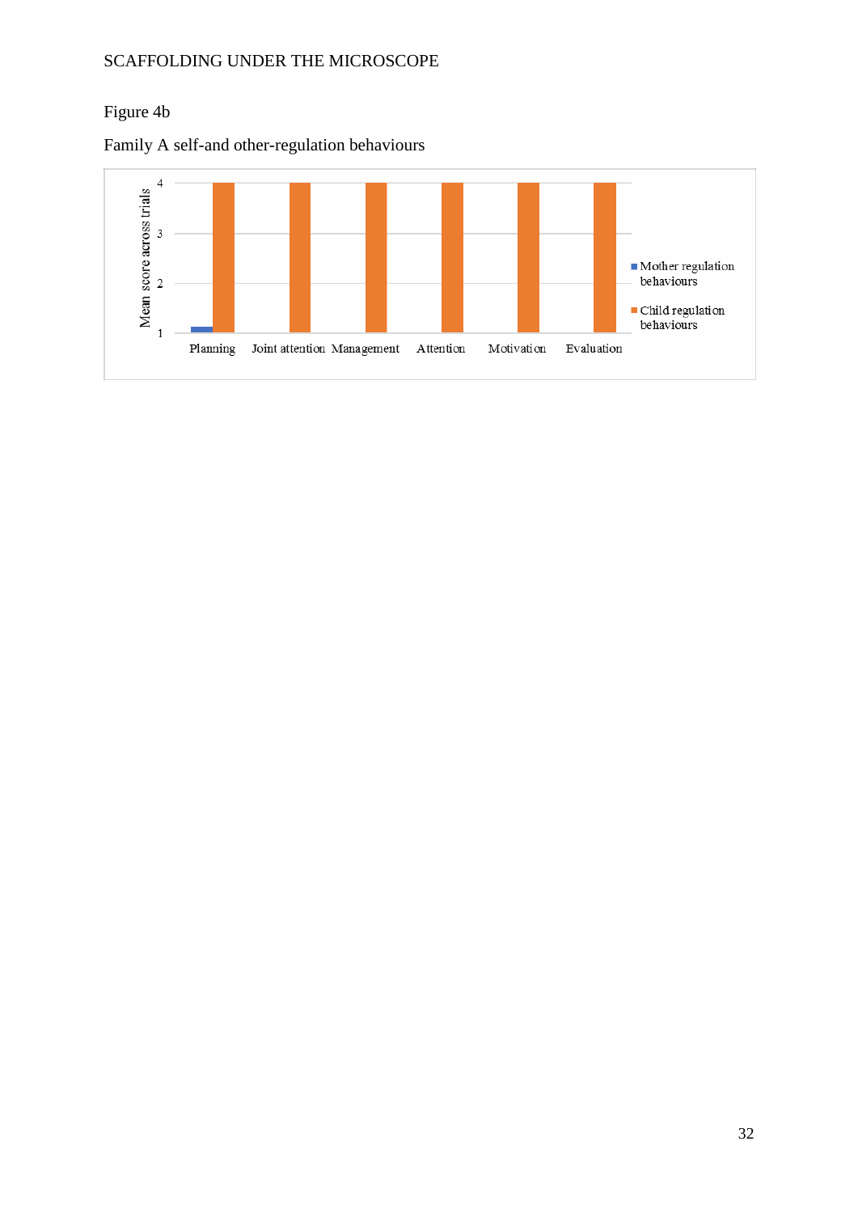Figure 4b

Family A self-and other-regulation behaviours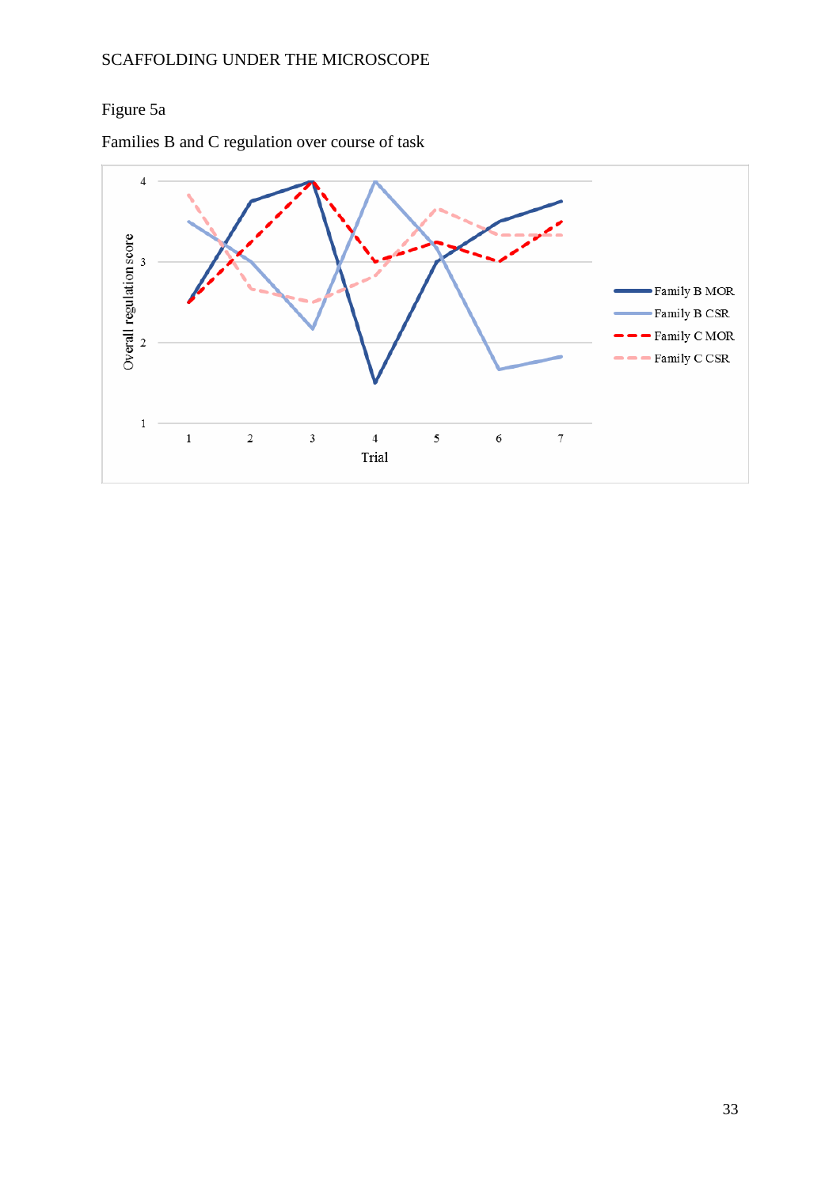Figure 5a

Families B and C regulation over course of task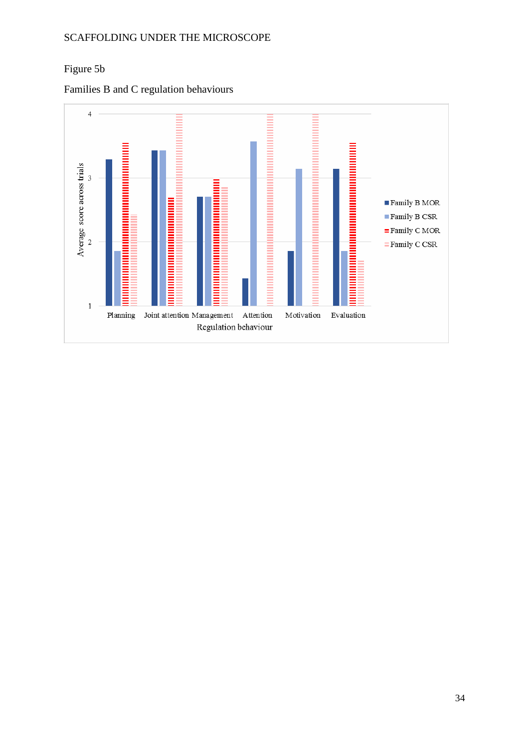Figure 5b

Families B and C regulation behaviours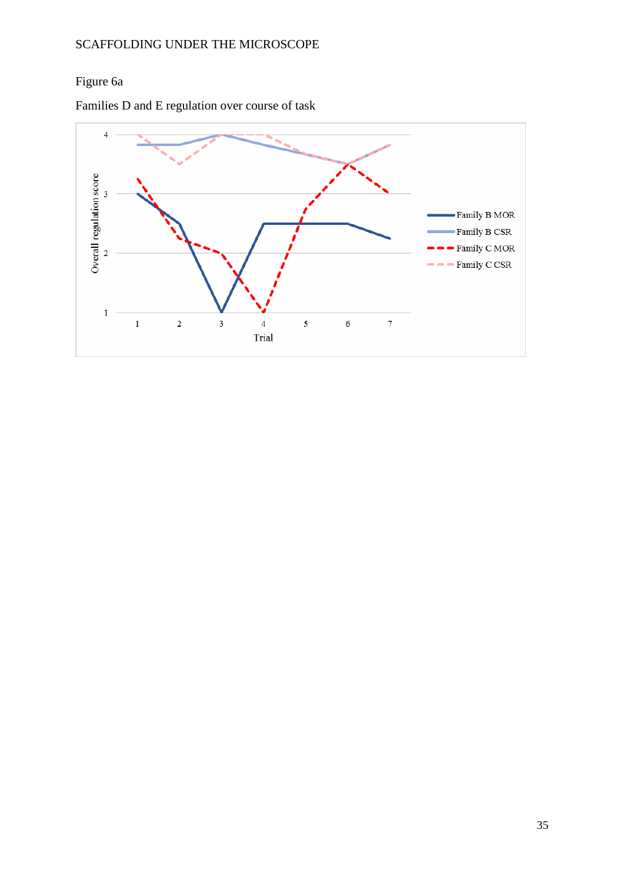Figure 6a

Families D and E regulation over course of task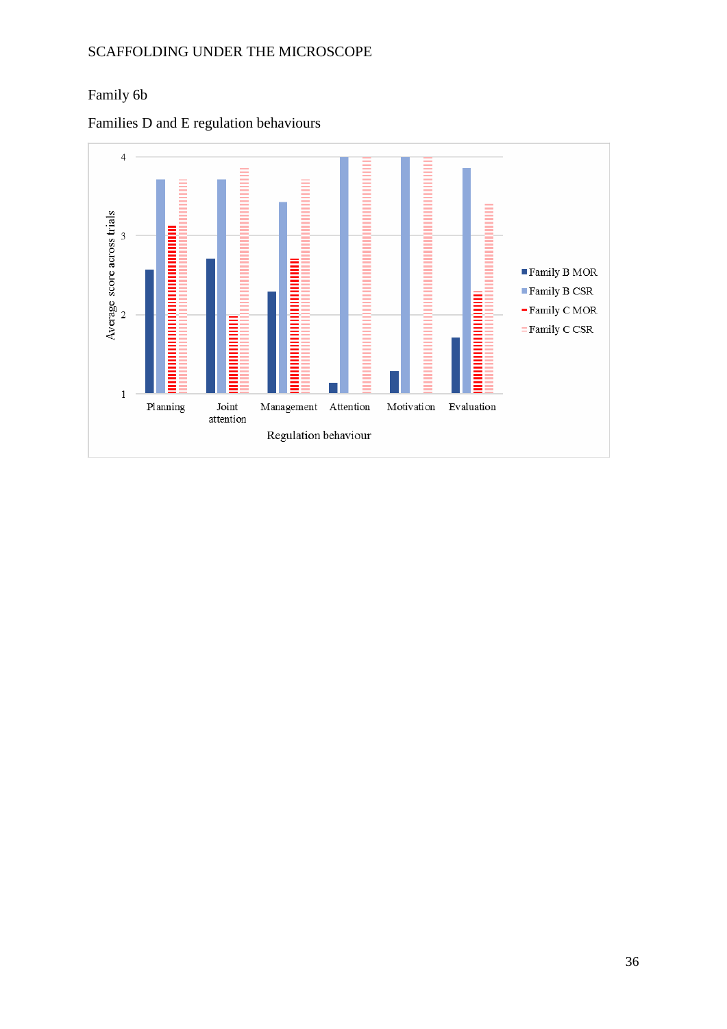Family 6b

Families D and E regulation behaviours

4

3

2

1

Average score across trials

Planning | Joint attention | Management | Attention | Motivation | Evaluation

Regulation behaviour

Family B MOR
Family B CSR
Family C MOR
Family C CSR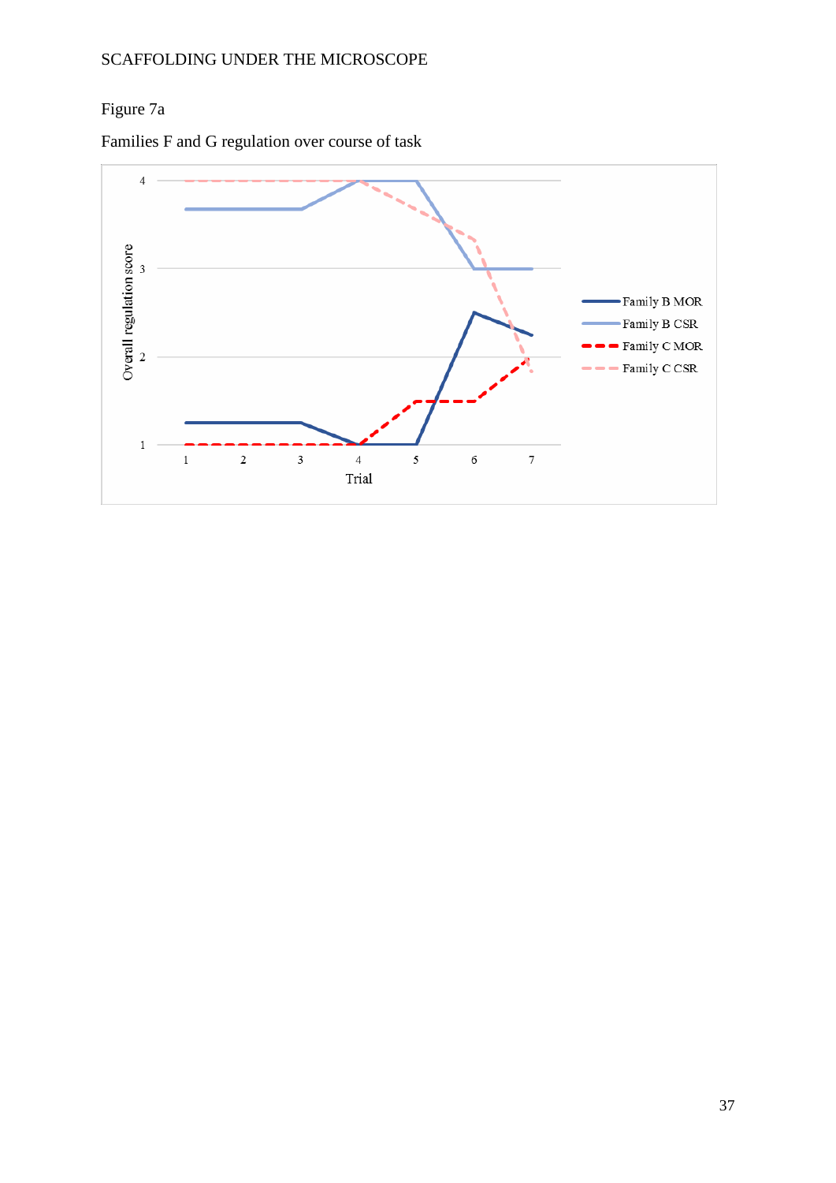Figure 7a

Families F and G regulation over course of task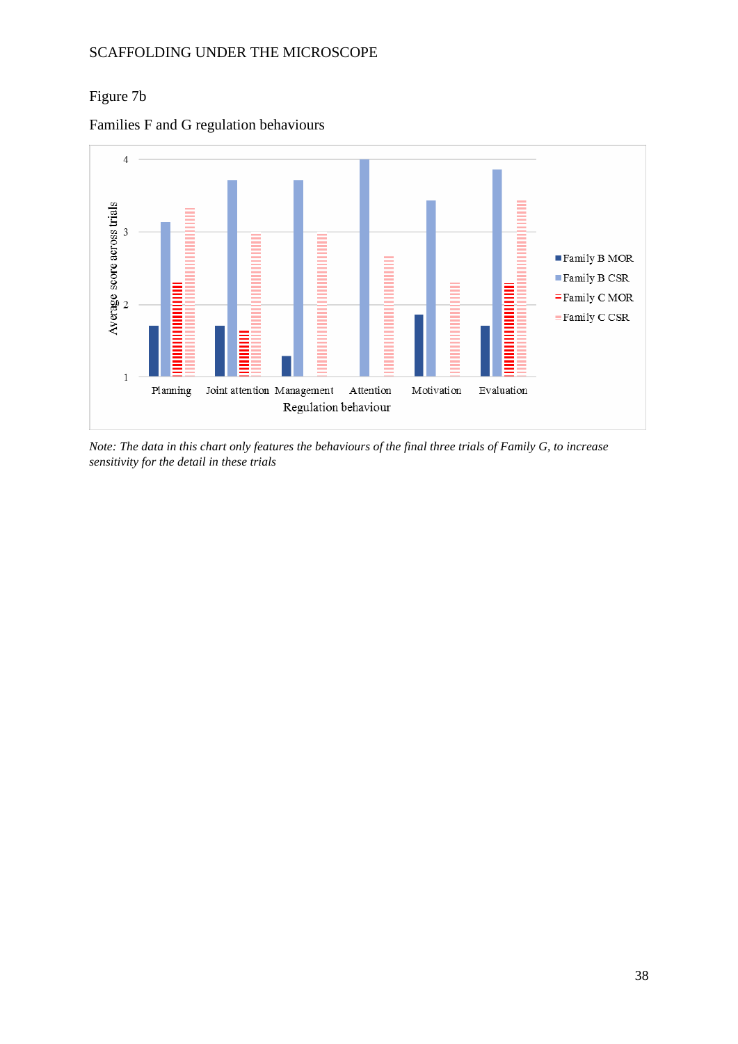Figure 7b

Families F and G regulation behaviours

4
3
2
1

Average score across trials

Planning
Joint attention
Management
Attention
Motivation
Evaluation

Regulation behaviour

Family B MOR
Family B CSR
Family C MOR
Family C CSR

*Note: The data in this chart only features the behaviours of the final three trials of Family G, to increase sensitivity for the detail in these trials*